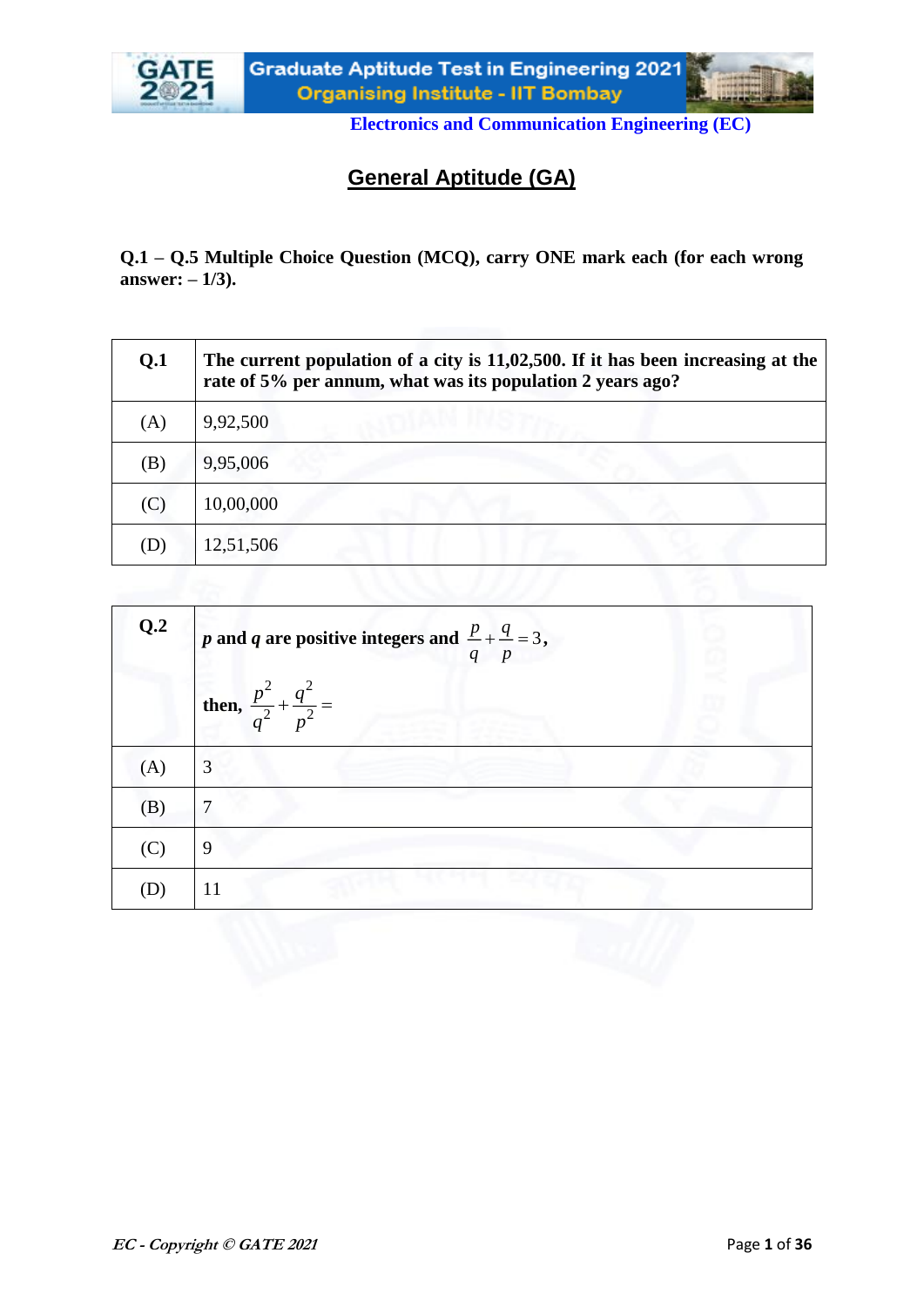**Electronics and Communication Engineering (EC)**

## General Aptitude (GA)

**Q.1 – Q.5 Multiple Choice Question (MCQ), carry ONE mark each (for each wrong answer: – 1/3).**

| Q.1 | **The current population of a city is 11,02,500. If it has been increasing at the rate of 5% per annum, what was its population 2 years ago?** |
|---|---|
| (A) | 9,92,500 |
| (B) | 9,95,006 |
| (C) | 10,00,000 |
| (D) | 12,51,506 |

| Q.2 | ***p* and *q* are positive integers and** $\frac{p}{q}+\frac{q}{p}=3$**,** **then,** $\frac{p^2}{q^2}+\frac{q^2}{p^2}=$ |
|---|---|
| (A) | 3 |
| (B) | 7 |
| (C) | 9 |
| (D) | 11 |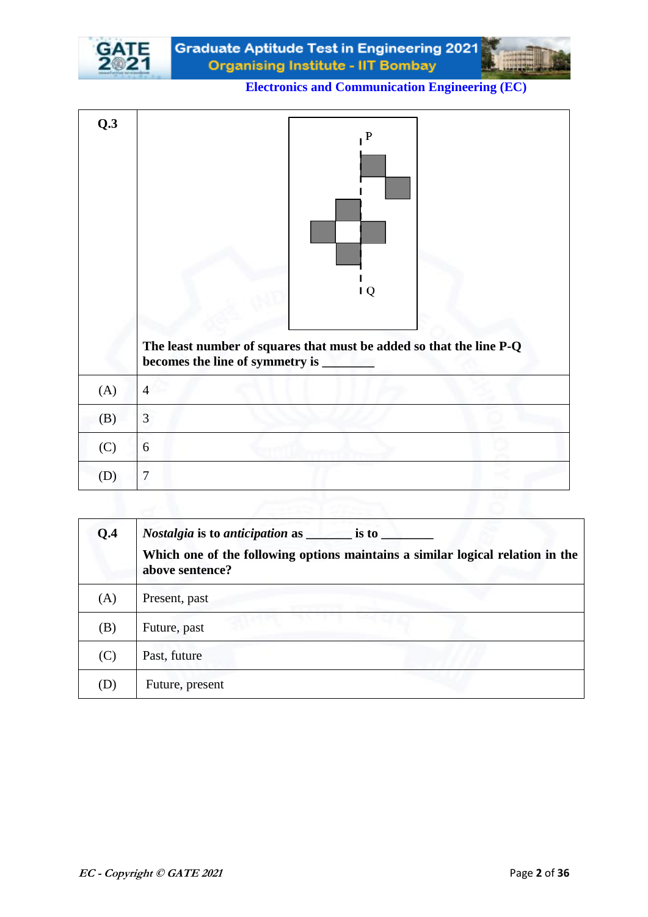| Q.3 | The least number of squares that must be added so that the line P-Q becomes the line of symmetry is ________ |
| --- | --- |
| (A) | 4 |
| (B) | 3 |
| (C) | 6 |
| (D) | 7 |

| Q.4 | *Nostalgia* is to *anticipation* as _______ is to ________ <br> Which one of the following options maintains a similar logical relation in the above sentence? |
| --- | --- |
| (A) | Present, past |
| (B) | Future, past |
| (C) | Past, future |
| (D) | Future, present |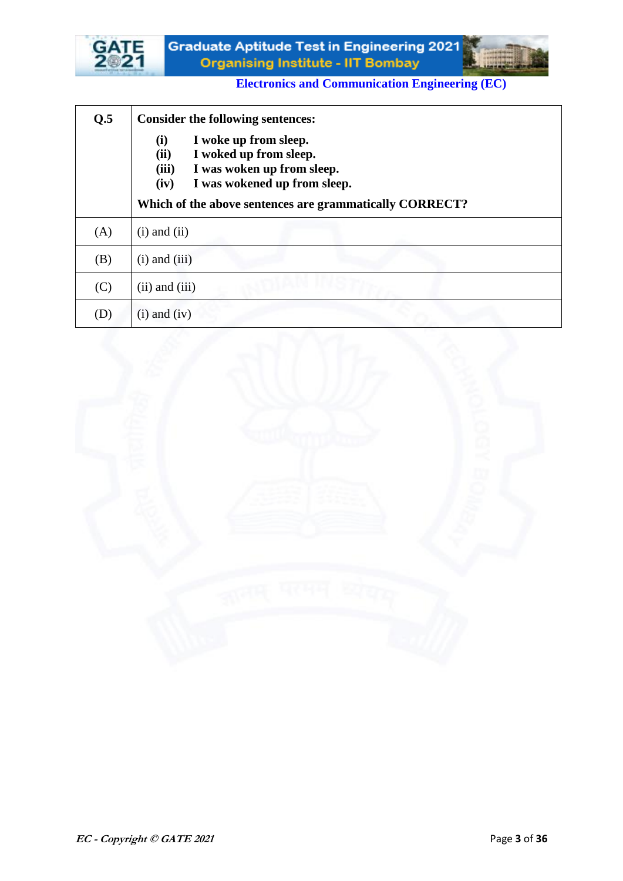| Q.5 | **Consider the following sentences:**<br><br>**(i)** **I woke up from sleep.**<br>**(ii)** **I woked up from sleep.**<br>**(iii)** **I was woken up from sleep.**<br>**(iv)** **I was wokened up from sleep.**<br><br>**Which of the above sentences are grammatically CORRECT?** |
|---|---|
| (A) | (i) and (ii) |
| (B) | (i) and (iii) |
| (C) | (ii) and (iii) |
| (D) | (i) and (iv) |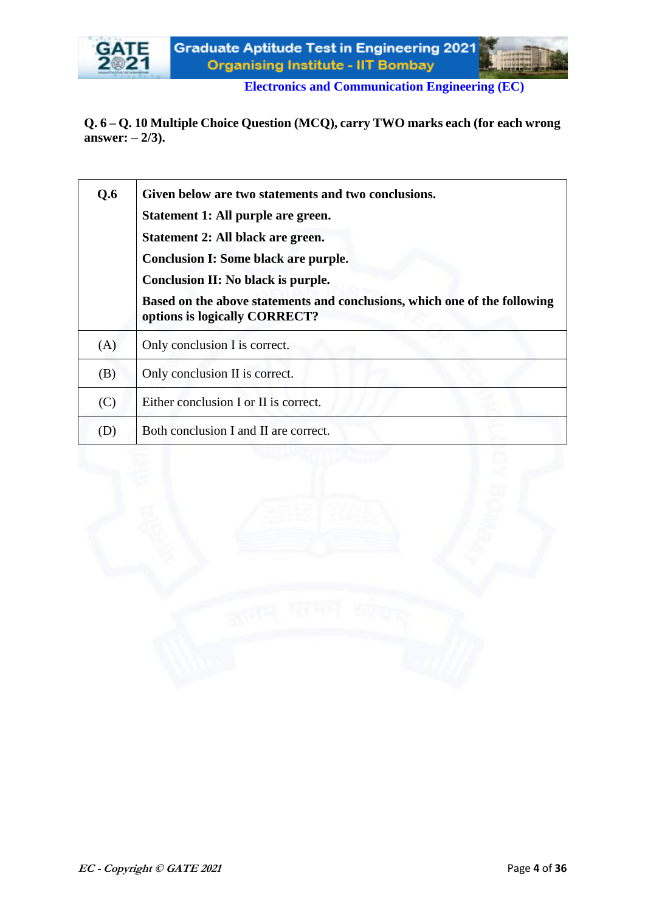**Q. 6 – Q. 10 Multiple Choice Question (MCQ), carry TWO marks each (for each wrong answer: – 2/3).**

| Q.6 | **Given below are two statements and two conclusions.**<br>**Statement 1: All purple are green.**<br>**Statement 2: All black are green.**<br>**Conclusion I: Some black are purple.**<br>**Conclusion II: No black is purple.**<br>**Based on the above statements and conclusions, which one of the following options is logically CORRECT?** |
|---|---|
| (A) | Only conclusion I is correct. |
| (B) | Only conclusion II is correct. |
| (C) | Either conclusion I or II is correct. |
| (D) | Both conclusion I and II are correct. |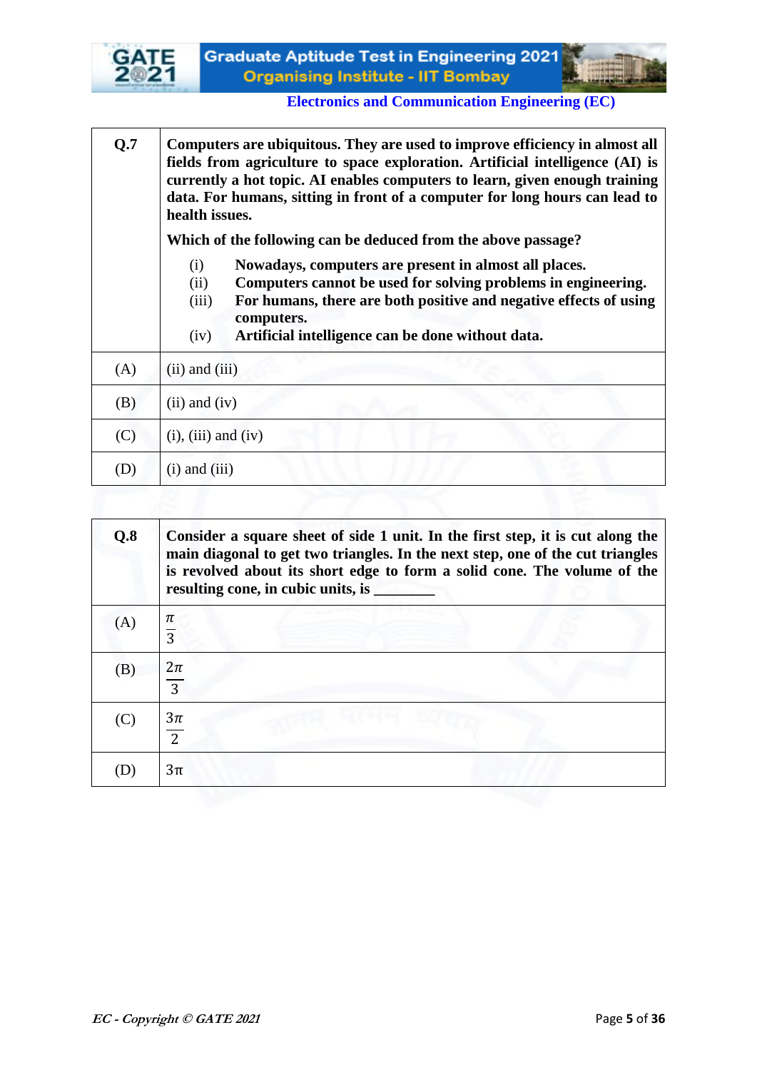| Q.7 | Computers are ubiquitous. They are used to improve efficiency in almost all fields from agriculture to space exploration. Artificial intelligence (AI) is currently a hot topic. AI enables computers to learn, given enough training data. For humans, sitting in front of a computer for long hours can lead to health issues.<br><br>Which of the following can be deduced from the above passage?<br><br>(i) Nowadays, computers are present in almost all places.<br>(ii) Computers cannot be used for solving problems in engineering.<br>(iii) For humans, there are both positive and negative effects of using computers.<br>(iv) Artificial intelligence can be done without data. |
|---|---|
| (A) | (ii) and (iii) |
| (B) | (ii) and (iv) |
| (C) | (i), (iii) and (iv) |
| (D) | (i) and (iii) |

| Q.8 | Consider a square sheet of side 1 unit. In the first step, it is cut along the main diagonal to get two triangles. In the next step, one of the cut triangles is revolved about its short edge to form a solid cone. The volume of the resulting cone, in cubic units, is ________ |
|---|---|
| (A) | $\frac{\pi}{3}$ |
| (B) | $\frac{2\pi}{3}$ |
| (C) | $\frac{3\pi}{2}$ |
| (D) | $3\pi$ |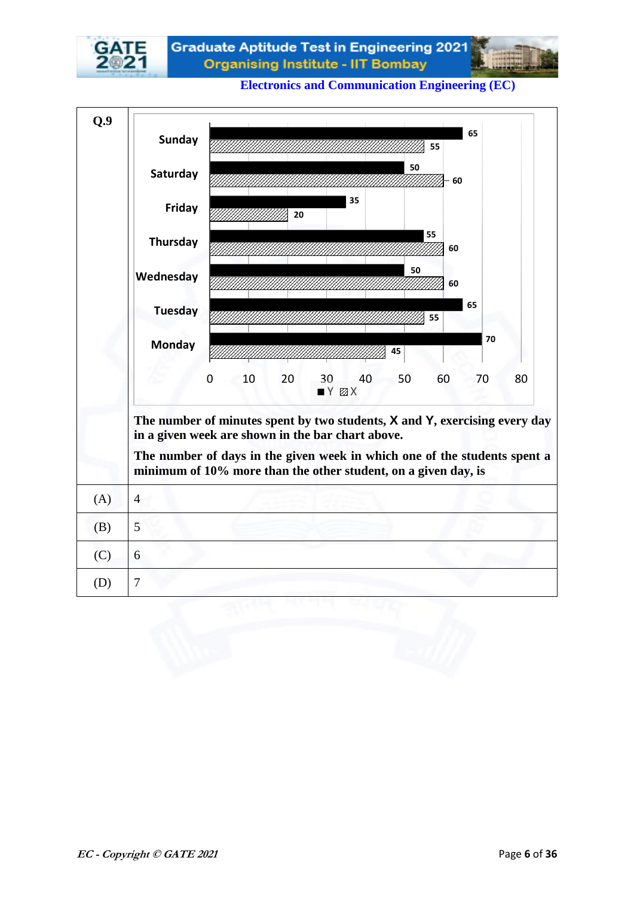**Electronics and Communication Engineering (EC)**

**Q.9**

| Day | Y | X |
|---|---|---|
| Sunday | 65 | 55 |
| Saturday | 50 | 60 |
| Friday | 35 | 20 |
| Thursday | 55 | 60 |
| Wednesday | 50 | 60 |
| Tuesday | 65 | 55 |
| Monday | 70 | 45 |

**The number of minutes spent by two students, X and Y, exercising every day in a given week are shown in the bar chart above.**

**The number of days in the given week in which one of the students spent a minimum of 10% more than the other student, on a given day, is**

| | |
|---|---|
| (A) | 4 |
| (B) | 5 |
| (C) | 6 |
| (D) | 7 |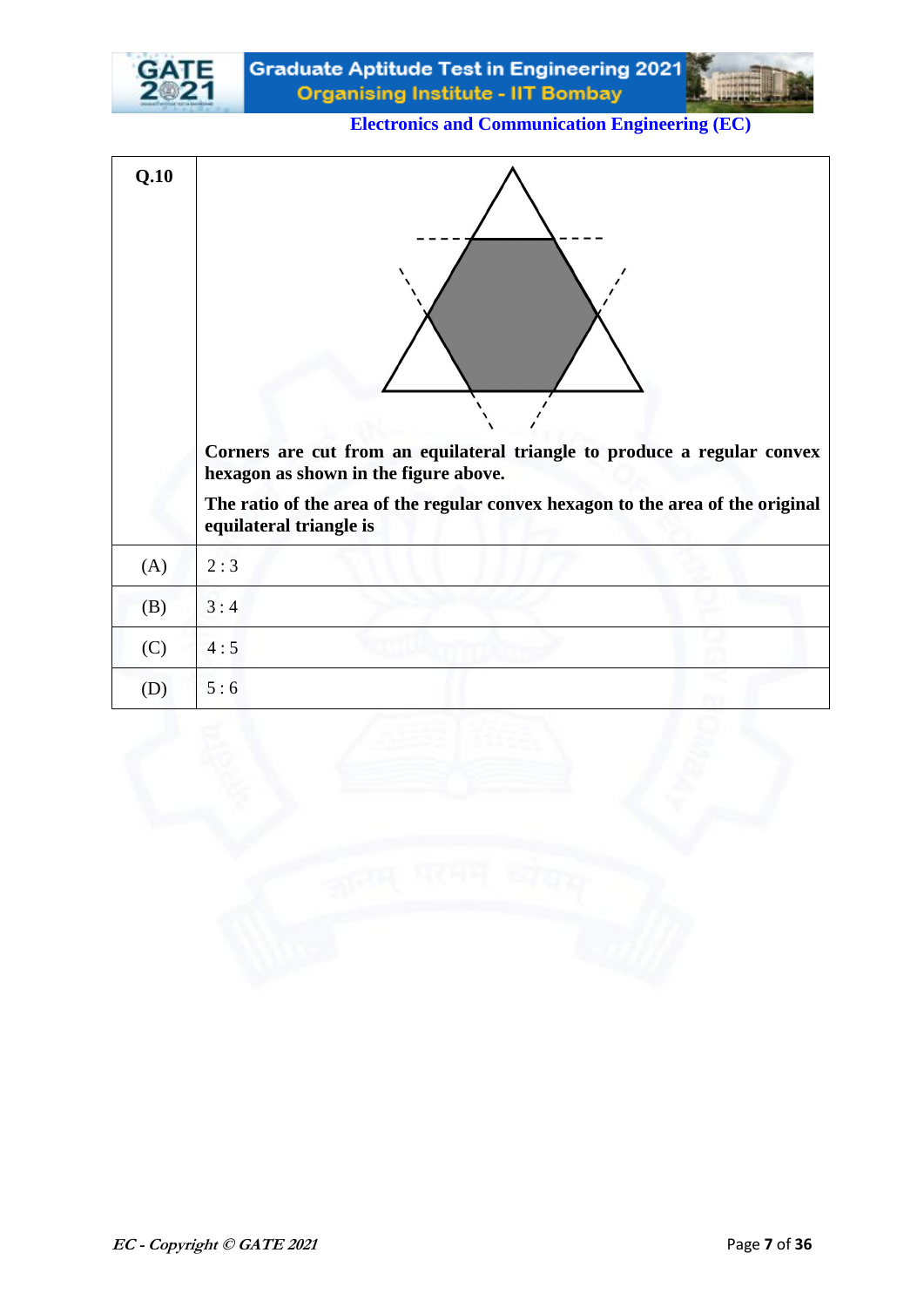| Q.10 | Corners are cut from an equilateral triangle to produce a regular convex hexagon as shown in the figure above. The ratio of the area of the regular convex hexagon to the area of the original equilateral triangle is |
|---|---|
| (A) | 2 : 3 |
| (B) | 3 : 4 |
| (C) | 4 : 5 |
| (D) | 5 : 6 |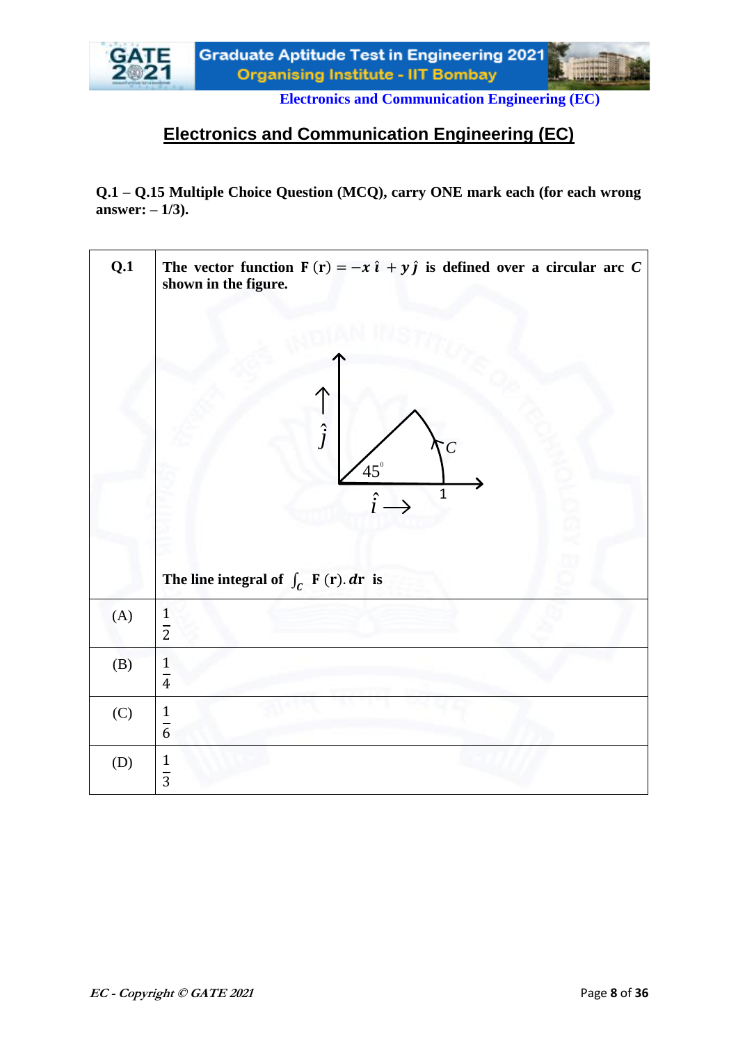# Electronics and Communication Engineering (EC)

**Q.1 – Q.15 Multiple Choice Question (MCQ), carry ONE mark each (for each wrong answer: – 1/3).**

| Q.1 | The vector function $\mathbf{F}(\mathbf{r}) = -x\,\hat{\imath} + y\,\hat{\jmath}$ is defined over a circular arc $C$ shown in the figure. <br><br> The line integral of $\int_C \mathbf{F}(\mathbf{r}).d\mathbf{r}$ is |
|---|---|
| (A) | $\frac{1}{2}$ |
| (B) | $\frac{1}{4}$ |
| (C) | $\frac{1}{6}$ |
| (D) | $\frac{1}{3}$ |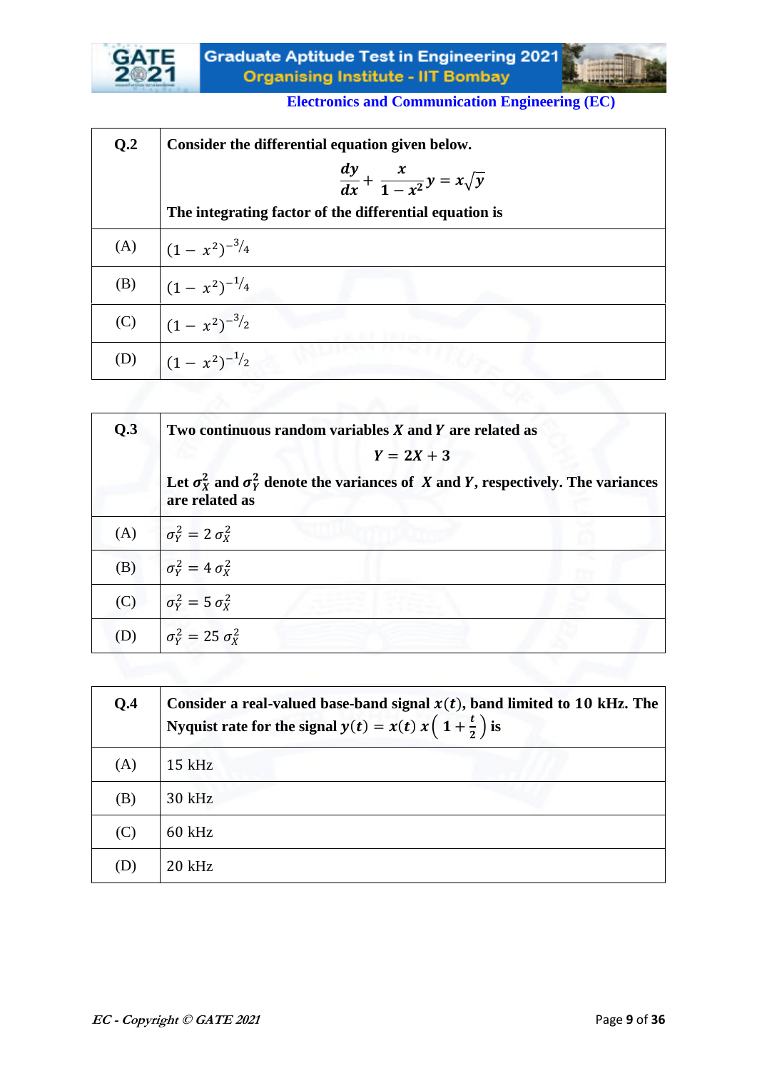| Q.2 | **Consider the differential equation given below.** $$\frac{dy}{dx} + \frac{x}{1-x^2}y = x\sqrt{y}$$ **The integrating factor of the differential equation is** |
|---|---|
| (A) | $(1-x^2)^{-3/4}$ |
| (B) | $(1-x^2)^{-1/4}$ |
| (C) | $(1-x^2)^{-3/2}$ |
| (D) | $(1-x^2)^{-1/2}$ |

| Q.3 | **Two continuous random variables $X$ and $Y$ are related as** $$Y = 2X + 3$$ **Let $\sigma_X^2$ and $\sigma_Y^2$ denote the variances of $X$ and $Y$, respectively. The variances are related as** |
|---|---|
| (A) | $\sigma_Y^2 = 2\,\sigma_X^2$ |
| (B) | $\sigma_Y^2 = 4\,\sigma_X^2$ |
| (C) | $\sigma_Y^2 = 5\,\sigma_X^2$ |
| (D) | $\sigma_Y^2 = 25\,\sigma_X^2$ |

| Q.4 | **Consider a real-valued base-band signal $x(t)$, band limited to 10 kHz. The Nyquist rate for the signal $y(t) = x(t)\,x\left(1+\frac{t}{2}\right)$ is** |
|---|---|
| (A) | 15 kHz |
| (B) | 30 kHz |
| (C) | 60 kHz |
| (D) | 20 kHz |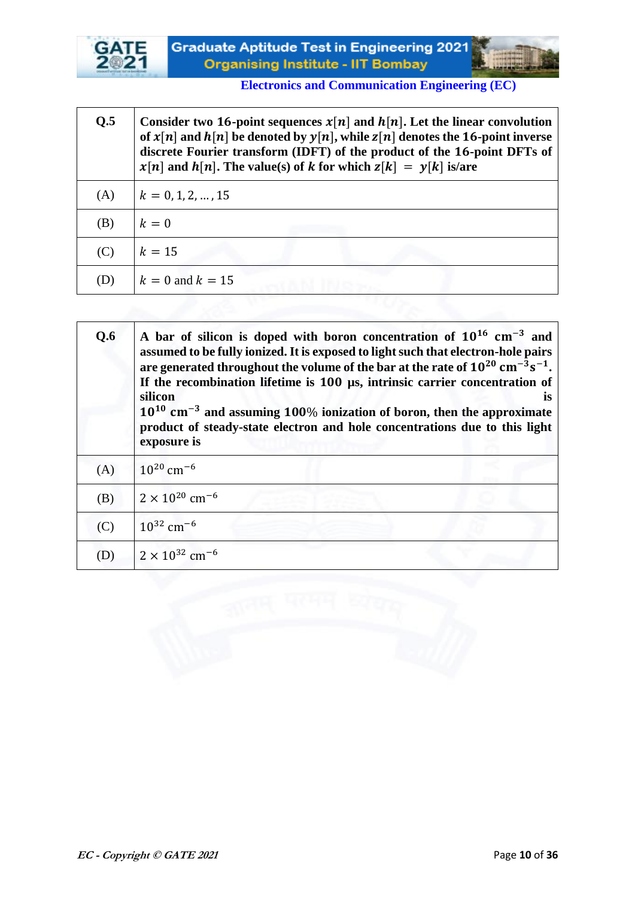**Electronics and Communication Engineering (EC)**

| Q.5 | **Consider two 16-point sequences $x[n]$ and $h[n]$. Let the linear convolution of $x[n]$ and $h[n]$ be denoted by $y[n]$, while $z[n]$ denotes the 16-point inverse discrete Fourier transform (IDFT) of the product of the 16-point DFTs of $x[n]$ and $h[n]$. The value(s) of $k$ for which $z[k] = y[k]$ is/are** |
|---|---|
| (A) | $k = 0, 1, 2, \ldots, 15$ |
| (B) | $k = 0$ |
| (C) | $k = 15$ |
| (D) | $k = 0$ and $k = 15$ |

| Q.6 | **A bar of silicon is doped with boron concentration of $10^{16}$ $\text{cm}^{-3}$ and assumed to be fully ionized. It is exposed to light such that electron-hole pairs are generated throughout the volume of the bar at the rate of $10^{20}$ $\text{cm}^{-3}\text{s}^{-1}$. If the recombination lifetime is 100 μs, intrinsic carrier concentration of silicon is $10^{10}$ $\text{cm}^{-3}$ and assuming 100% ionization of boron, then the approximate product of steady-state electron and hole concentrations due to this light exposure is** |
|---|---|
| (A) | $10^{20}$ $\text{cm}^{-6}$ |
| (B) | $2 \times 10^{20}$ $\text{cm}^{-6}$ |
| (C) | $10^{32}$ $\text{cm}^{-6}$ |
| (D) | $2 \times 10^{32}$ $\text{cm}^{-6}$ |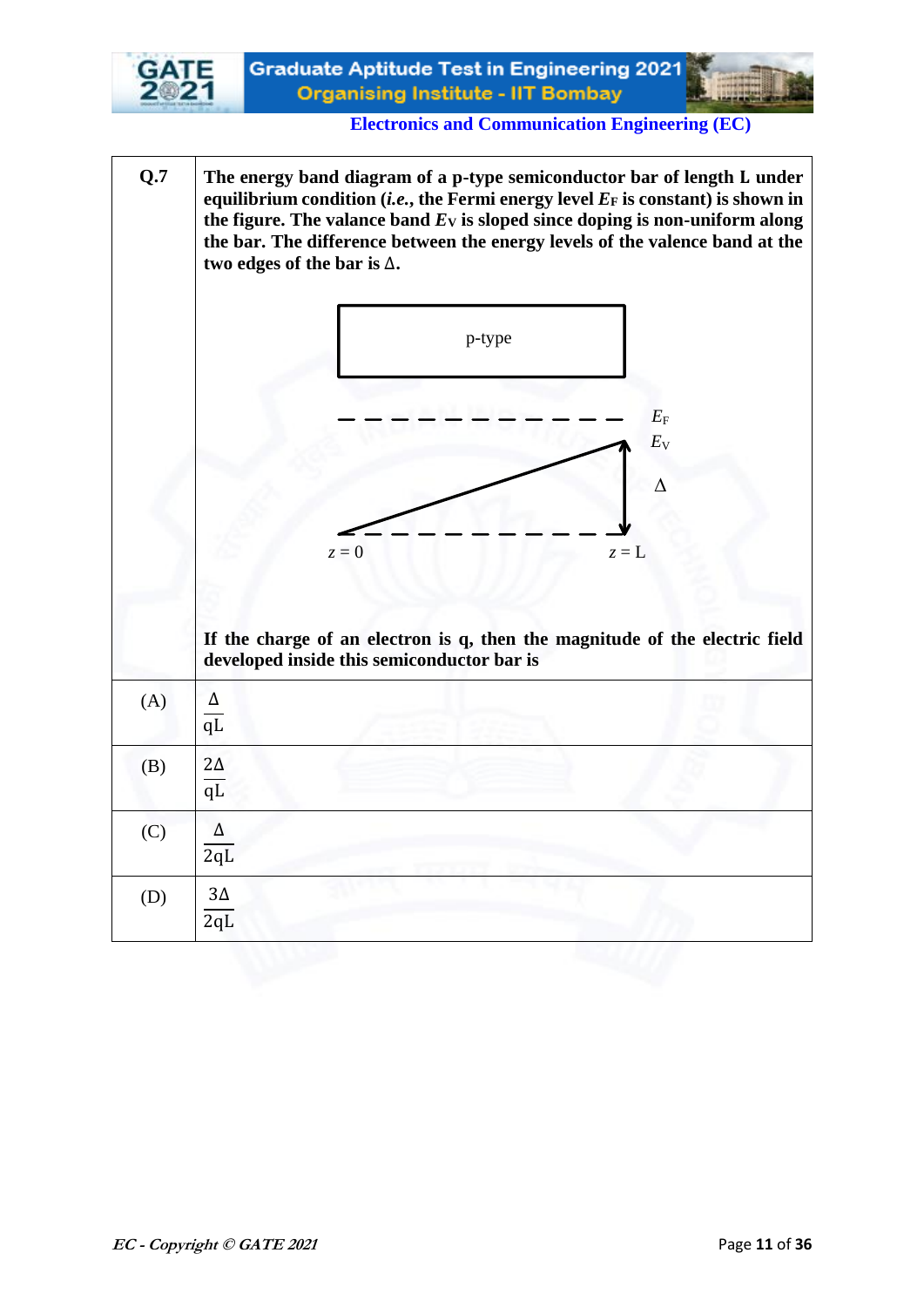| Q.7 | **The energy band diagram of a p-type semiconductor bar of length L under equilibrium condition (*i.e.*, the Fermi energy level $E_F$ is constant) is shown in the figure. The valance band $E_V$ is sloped since doping is non-uniform along the bar. The difference between the energy levels of the valence band at the two edges of the bar is $\Delta$.** <br><br> p-type <br> $E_F$ <br> $E_V$ <br> $\Delta$ <br> $z = 0$ $z = \text{L}$ <br><br> **If the charge of an electron is q, then the magnitude of the electric field developed inside this semiconductor bar is** |
|---|---|
| (A) | $\frac{\Delta}{\text{qL}}$ |
| (B) | $\frac{2\Delta}{\text{qL}}$ |
| (C) | $\frac{\Delta}{2\text{qL}}$ |
| (D) | $\frac{3\Delta}{2\text{qL}}$ |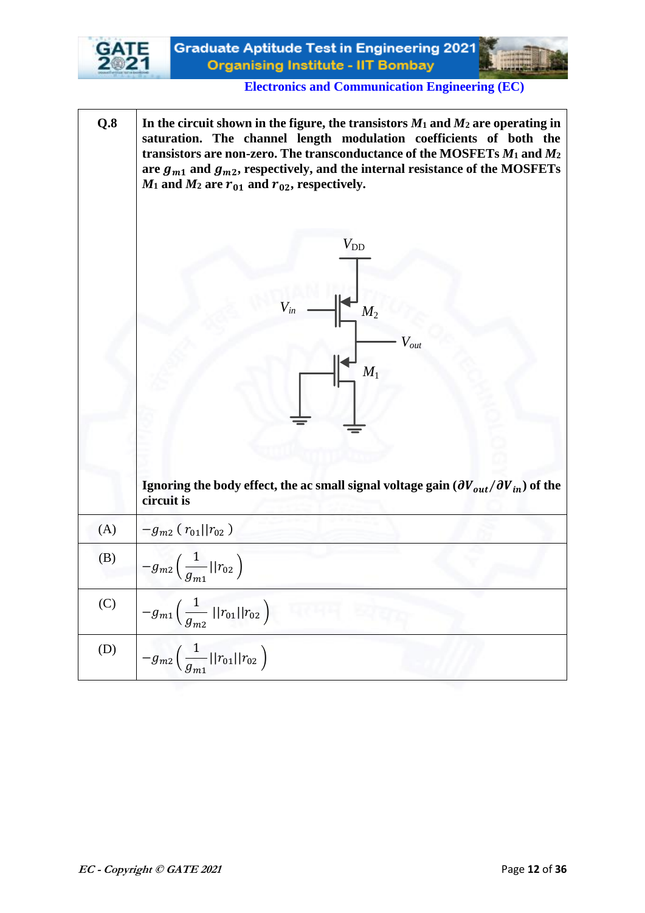| Q.8 | In the circuit shown in the figure, the transistors $M_1$ and $M_2$ are operating in saturation. The channel length modulation coefficients of both the transistors are non-zero. The transconductance of the MOSFETs $M_1$ and $M_2$ are $g_{m1}$ and $g_{m2}$, respectively, and the internal resistance of the MOSFETs $M_1$ and $M_2$ are $r_{01}$ and $r_{02}$, respectively. <br><br> $V_{DD}$, $V_{in}$, $M_2$, $V_{out}$, $M_1$ <br><br> Ignoring the body effect, the ac small signal voltage gain $(\partial V_{out}/\partial V_{in})$ of the circuit is |
|---|---|
| (A) | $-g_{m2}\,(r_{01}\|\|r_{02})$ |
| (B) | $-g_{m2}\left(\frac{1}{g_{m1}}\|\|r_{02}\right)$ |
| (C) | $-g_{m1}\left(\frac{1}{g_{m2}}\|\|r_{01}\|\|r_{02}\right)$ |
| (D) | $-g_{m2}\left(\frac{1}{g_{m1}}\|\|r_{01}\|\|r_{02}\right)$ |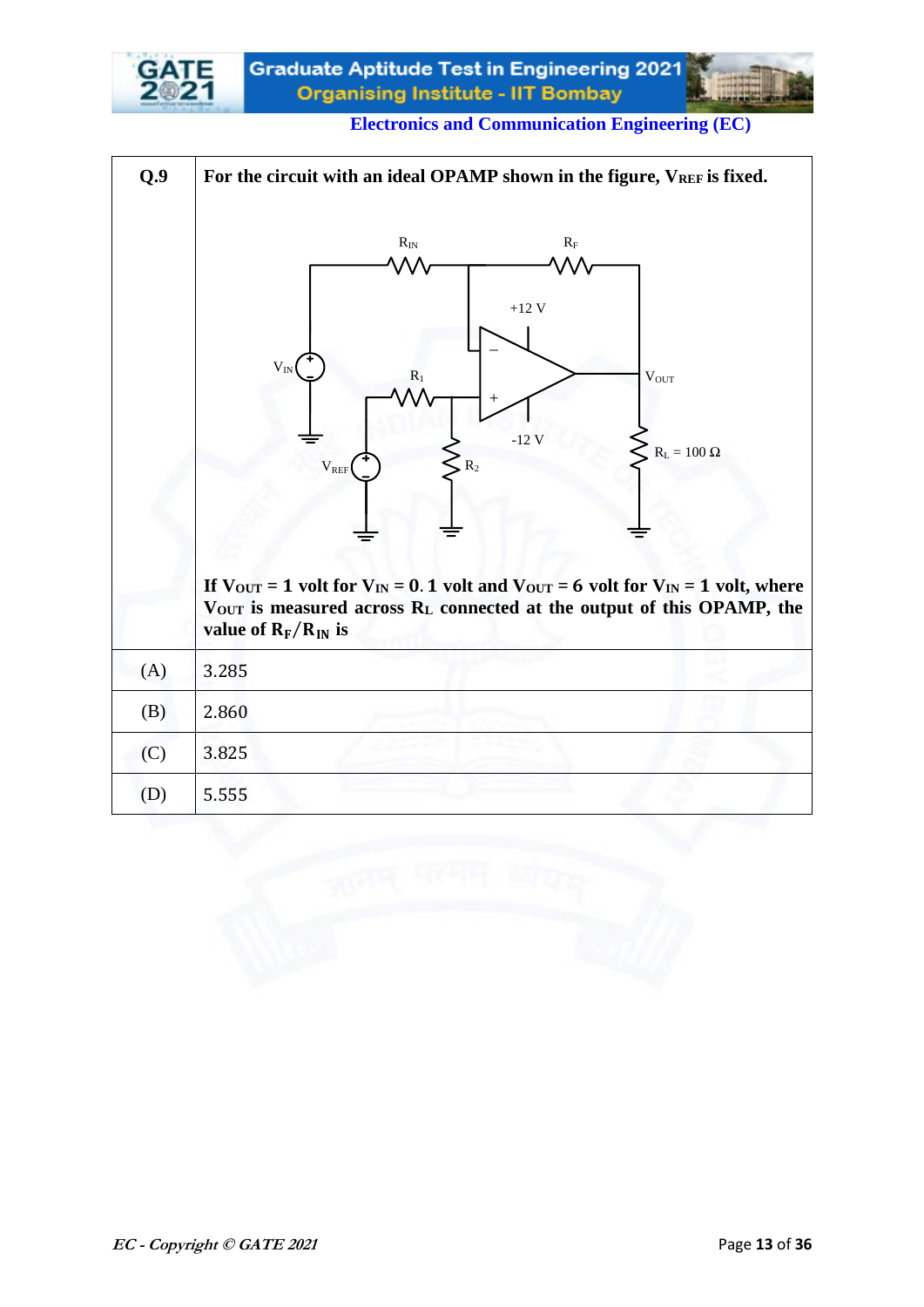| Q.9 | For the circuit with an ideal OPAMP shown in the figure, $V_{REF}$ is fixed. |
|---|---|
| | If $V_{OUT} = 1$ volt for $V_{IN} = 0.1$ volt and $V_{OUT} = 6$ volt for $V_{IN} = 1$ volt, where $V_{OUT}$ is measured across $R_L$ connected at the output of this OPAMP, the value of $R_F/R_{IN}$ is |
| (A) | 3.285 |
| (B) | 2.860 |
| (C) | 3.825 |
| (D) | 5.555 |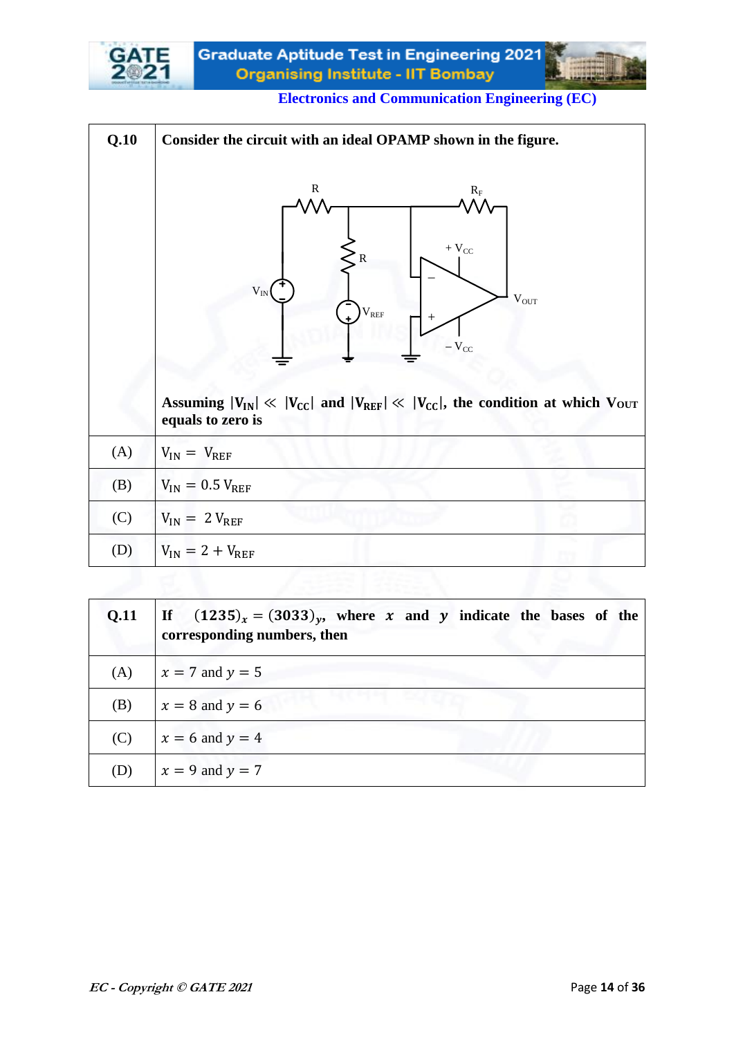| Q.10 | **Consider the circuit with an ideal OPAMP shown in the figure.** <br><br> **Assuming $\|V_{IN}\| \ll \|V_{CC}\|$ and $\|V_{REF}\| \ll \|V_{CC}\|$, the condition at which $V_{OUT}$ equals to zero is** |
|---|---|
| (A) | $V_{IN} = V_{REF}$ |
| (B) | $V_{IN} = 0.5\, V_{REF}$ |
| (C) | $V_{IN} = 2\, V_{REF}$ |
| (D) | $V_{IN} = 2 + V_{REF}$ |

| Q.11 | **If $(1235)_x = (3033)_y$, where $x$ and $y$ indicate the bases of the corresponding numbers, then** |
|---|---|
| (A) | $x = 7$ and $y = 5$ |
| (B) | $x = 8$ and $y = 6$ |
| (C) | $x = 6$ and $y = 4$ |
| (D) | $x = 9$ and $y = 7$ |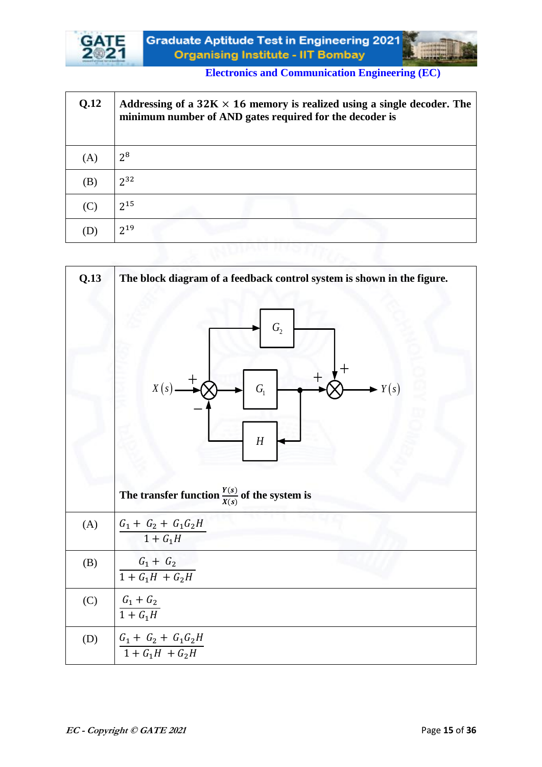| Q.12 | Addressing of a 32K × 16 memory is realized using a single decoder. The minimum number of AND gates required for the decoder is |
|---|---|
| (A) | $2^8$ |
| (B) | $2^{32}$ |
| (C) | $2^{15}$ |
| (D) | $2^{19}$ |

| Q.13 | The block diagram of a feedback control system is shown in the figure. The transfer function $\frac{Y(s)}{X(s)}$ of the system is |
|---|---|
| (A) | $\frac{G_1 + G_2 + G_1 G_2 H}{1 + G_1 H}$ |
| (B) | $\frac{G_1 + G_2}{1 + G_1 H + G_2 H}$ |
| (C) | $\frac{G_1 + G_2}{1 + G_1 H}$ |
| (D) | $\frac{G_1 + G_2 + G_1 G_2 H}{1 + G_1 H + G_2 H}$ |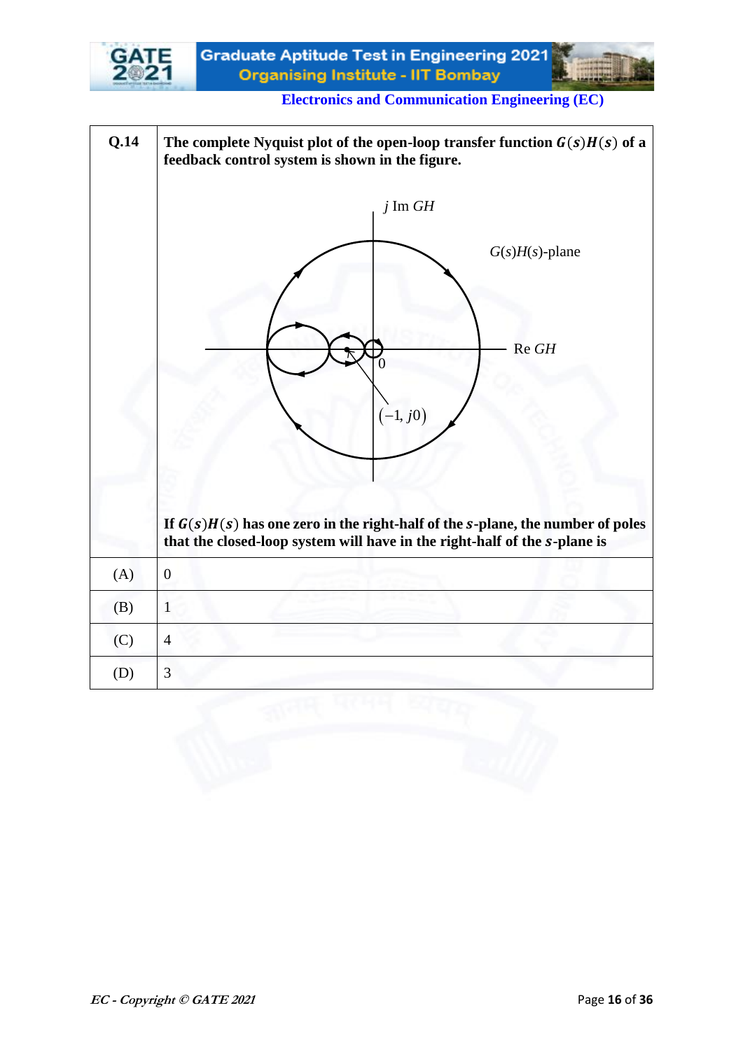| Q.14 | The complete Nyquist plot of the open-loop transfer function $G(s)H(s)$ of a feedback control system is shown in the figure. If $G(s)H(s)$ has one zero in the right-half of the $s$-plane, the number of poles that the closed-loop system will have in the right-half of the $s$-plane is |
|---|---|
| (A) | 0 |
| (B) | 1 |
| (C) | 4 |
| (D) | 3 |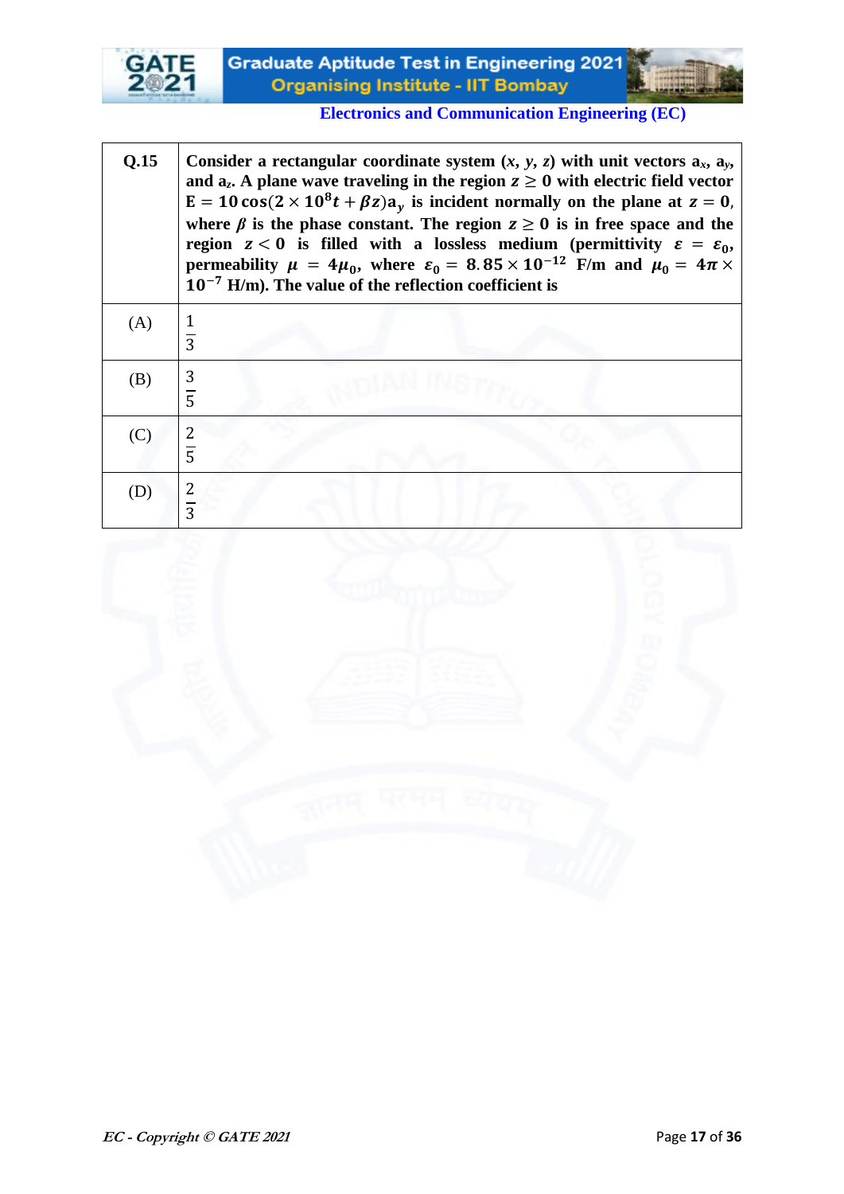| Q.15 | Consider a rectangular coordinate system (*x*, *y*, *z*) with unit vectors $\mathbf{a}_x$, $\mathbf{a}_y$, and $\mathbf{a}_z$. A plane wave traveling in the region $z \geq 0$ with electric field vector $\mathbf{E} = 10\cos(2 \times 10^8 t + \beta z)\mathbf{a}_y$ is incident normally on the plane at $z = 0$, where $\beta$ is the phase constant. The region $z \geq 0$ is in free space and the region $z < 0$ is filled with a lossless medium (permittivity $\varepsilon = \varepsilon_0$, permeability $\mu = 4\mu_0$, where $\varepsilon_0 = 8.85 \times 10^{-12}$ F/m and $\mu_0 = 4\pi \times 10^{-7}$ H/m). The value of the reflection coefficient is |
|---|---|
| (A) | $\frac{1}{3}$ |
| (B) | $\frac{3}{5}$ |
| (C) | $\frac{2}{5}$ |
| (D) | $\frac{2}{3}$ |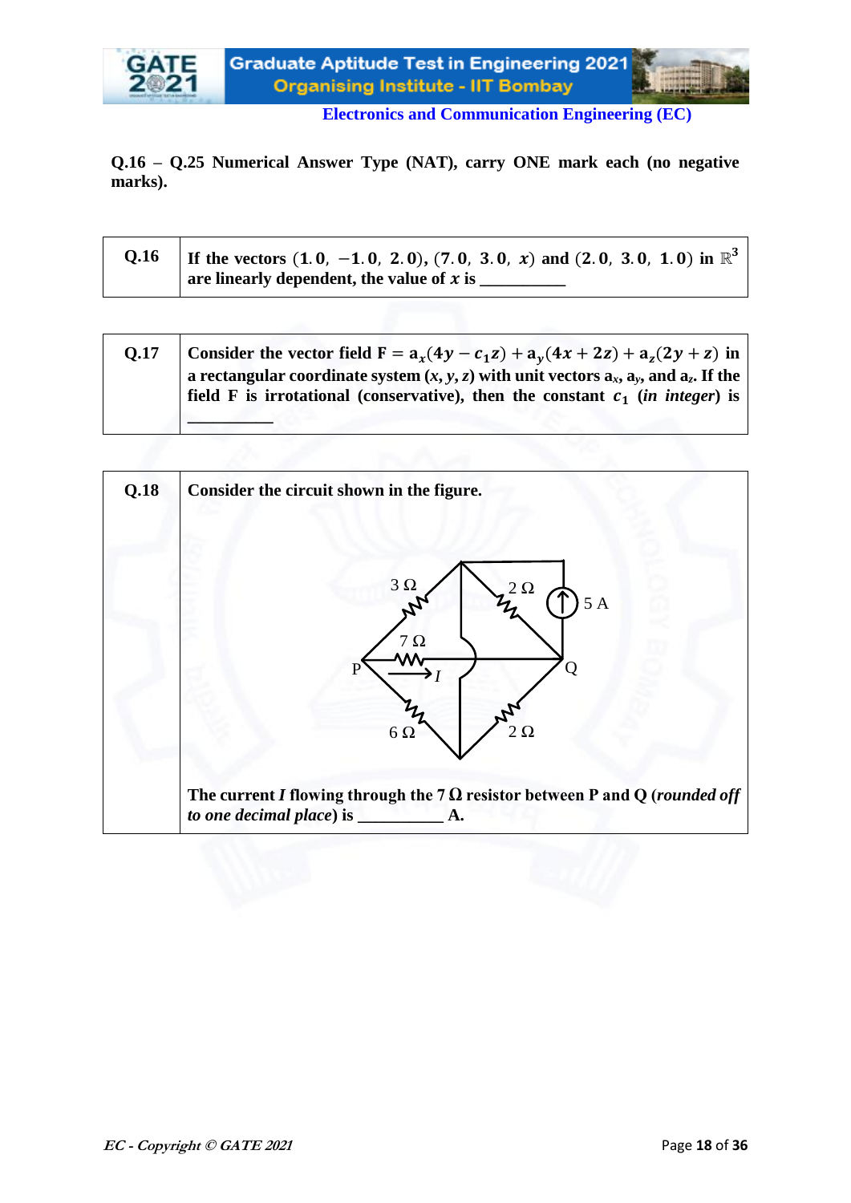**Q.16 – Q.25 Numerical Answer Type (NAT), carry ONE mark each (no negative marks).**

| | |
|---|---|
| **Q.16** | **If the vectors $(1.0,\ -1.0,\ 2.0)$, $(7.0,\ 3.0,\ x)$ and $(2.0,\ 3.0,\ 1.0)$ in $\mathbb{R}^3$ are linearly dependent, the value of $x$ is \_\_\_\_\_\_\_\_\_\_** |

| | |
|---|---|
| **Q.17** | **Consider the vector field $\mathbf{F} = \mathbf{a}_x(4y - c_1 z) + \mathbf{a}_y(4x + 2z) + \mathbf{a}_z(2y + z)$ in a rectangular coordinate system $(x, y, z)$ with unit vectors $\mathbf{a}_x$, $\mathbf{a}_y$, and $\mathbf{a}_z$. If the field $\mathbf{F}$ is irrotational (conservative), then the constant $c_1$ (*in integer*) is \_\_\_\_\_\_\_\_\_\_** |

| | |
|---|---|
| **Q.18** | **Consider the circuit shown in the figure.** <br><br> **The current $I$ flowing through the 7 Ω resistor between P and Q (*rounded off to one decimal place*) is \_\_\_\_\_\_\_\_\_\_ A.** |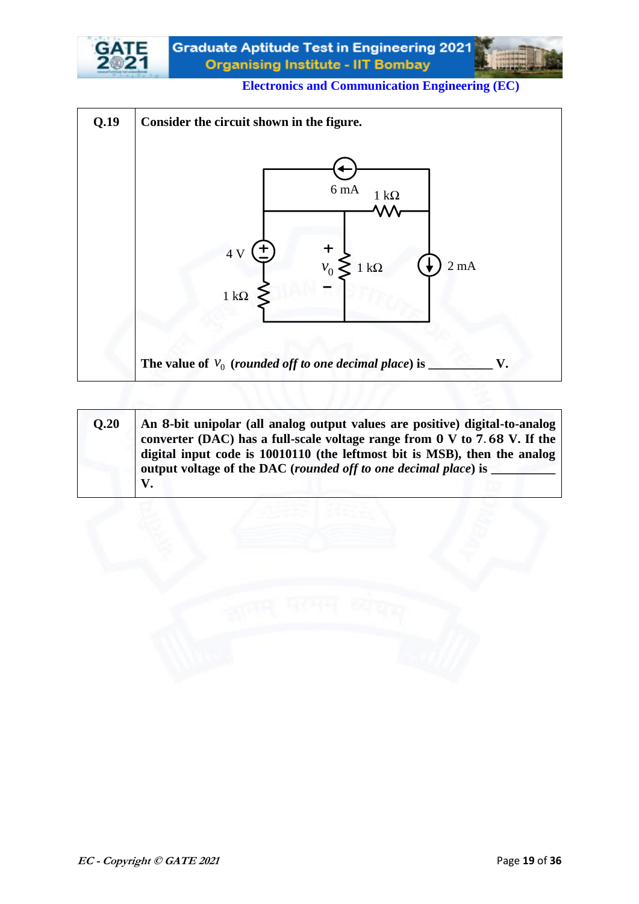| | |
|---|---|
| **Q.19** | **Consider the circuit shown in the figure.** <br><br> **The value of $V_0$ (*rounded off to one decimal place*) is \_\_\_\_\_\_\_\_\_\_ V.** |

| | |
|---|---|
| **Q.20** | **An 8-bit unipolar (all analog output values are positive) digital-to-analog converter (DAC) has a full-scale voltage range from 0 V to 7.68 V. If the digital input code is 10010110 (the leftmost bit is MSB), then the analog output voltage of the DAC (*rounded off to one decimal place*) is \_\_\_\_\_\_\_\_\_\_ V.** |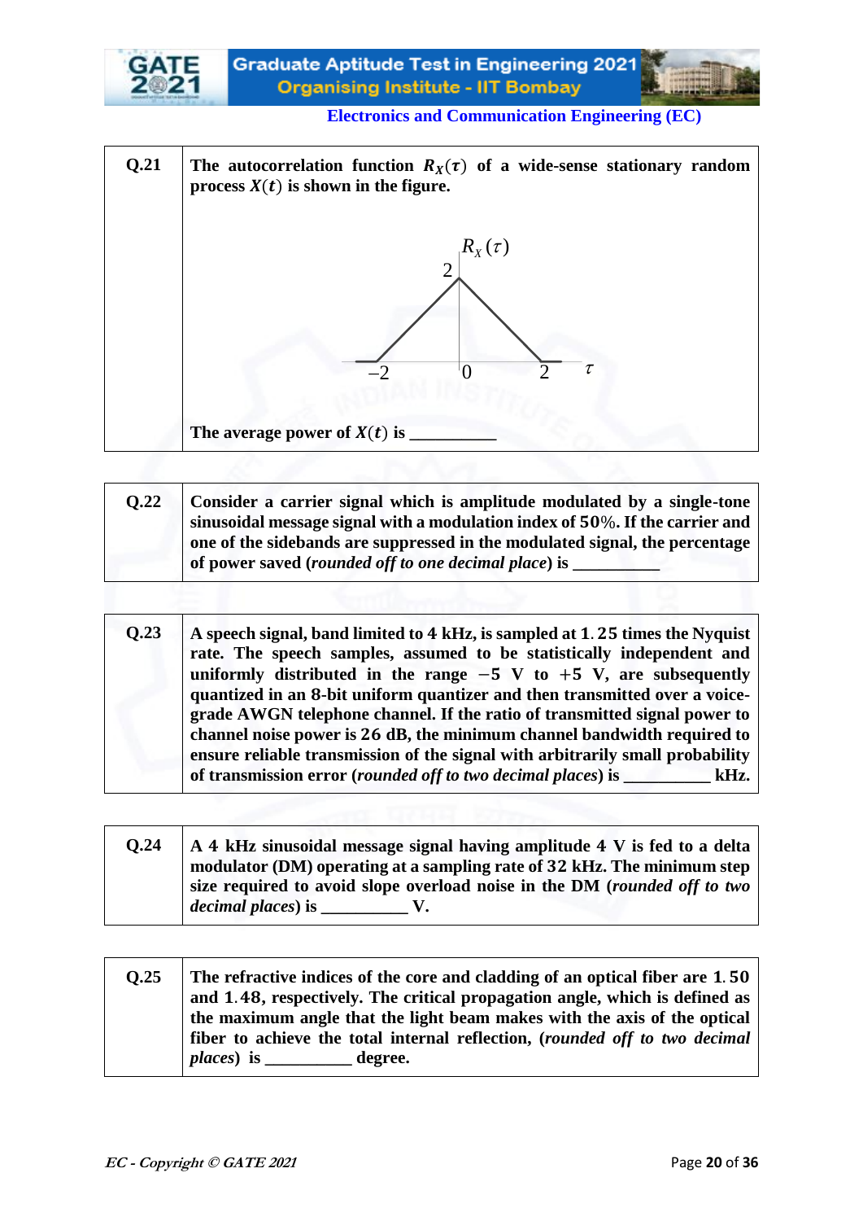**Electronics and Communication Engineering (EC)**

| | |
|---|---|
| **Q.21** | **The autocorrelation function $R_X(\tau)$ of a wide-sense stationary random process $X(t)$ is shown in the figure.** <br><br> $R_X(\tau)$ <br> 2 <br> −2 &nbsp;&nbsp; 0 &nbsp;&nbsp; 2 &nbsp;&nbsp; $\tau$ <br><br> **The average power of $X(t)$ is __________** |

| | |
|---|---|
| **Q.22** | **Consider a carrier signal which is amplitude modulated by a single-tone sinusoidal message signal with a modulation index of 50%. If the carrier and one of the sidebands are suppressed in the modulated signal, the percentage of power saved (*rounded off to one decimal place*) is __________** |

| | |
|---|---|
| **Q.23** | **A speech signal, band limited to 4 kHz, is sampled at 1.25 times the Nyquist rate. The speech samples, assumed to be statistically independent and uniformly distributed in the range −5 V to +5 V, are subsequently quantized in an 8-bit uniform quantizer and then transmitted over a voice-grade AWGN telephone channel. If the ratio of transmitted signal power to channel noise power is 26 dB, the minimum channel bandwidth required to ensure reliable transmission of the signal with arbitrarily small probability of transmission error (*rounded off to two decimal places*) is __________ kHz.** |

| | |
|---|---|
| **Q.24** | **A 4 kHz sinusoidal message signal having amplitude 4 V is fed to a delta modulator (DM) operating at a sampling rate of 32 kHz. The minimum step size required to avoid slope overload noise in the DM (*rounded off to two decimal places*) is __________ V.** |

| | |
|---|---|
| **Q.25** | **The refractive indices of the core and cladding of an optical fiber are 1.50 and 1.48, respectively. The critical propagation angle, which is defined as the maximum angle that the light beam makes with the axis of the optical fiber to achieve the total internal reflection, (*rounded off to two decimal places*) is __________ degree.** |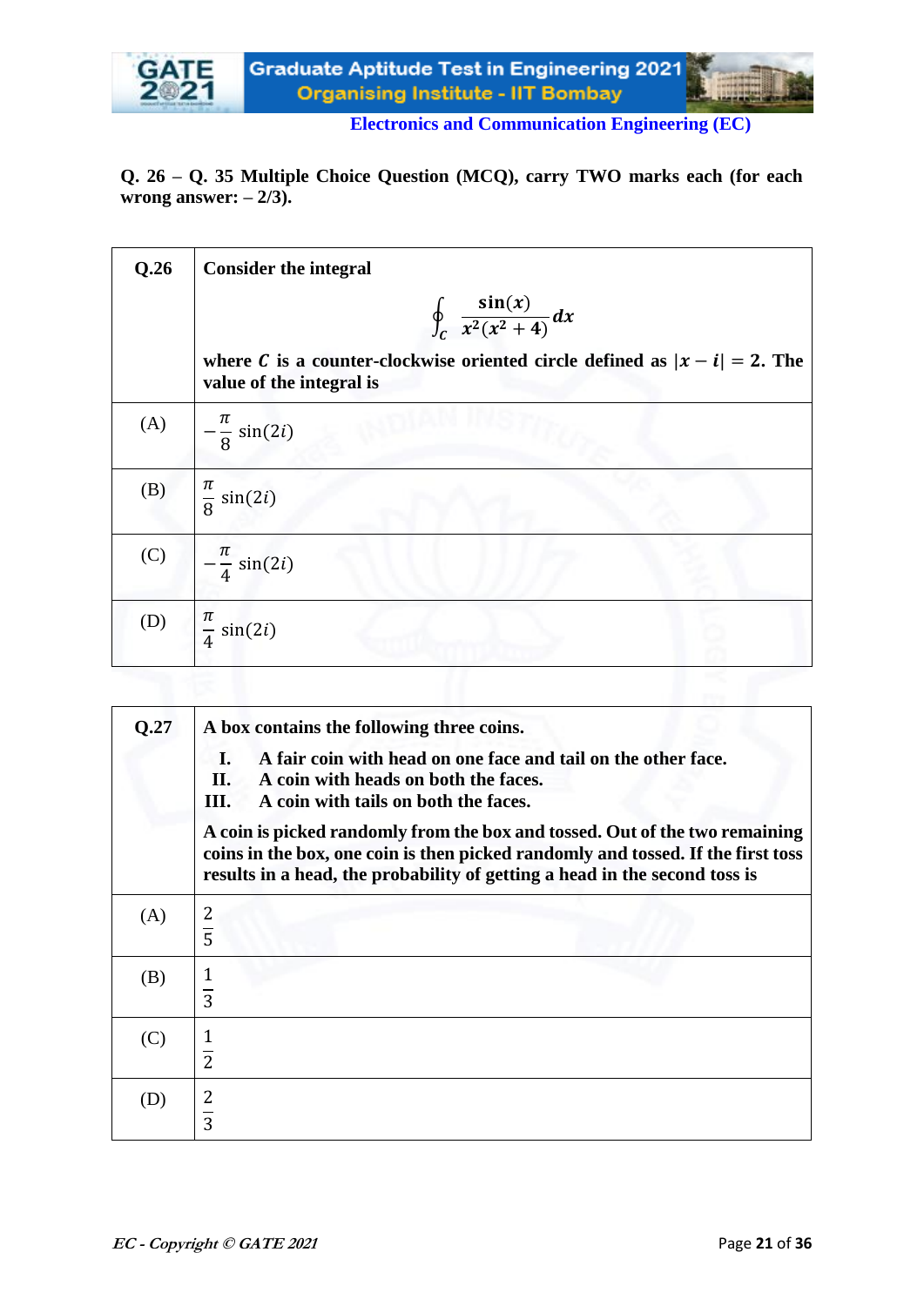**Q. 26 – Q. 35 Multiple Choice Question (MCQ), carry TWO marks each (for each wrong answer: – 2/3).**

| Q.26 | **Consider the integral** $$\oint_C \frac{\sin(x)}{x^2(x^2+4)}dx$$ **where $C$ is a counter-clockwise oriented circle defined as $\|x - i\| = 2$. The value of the integral is** |
|---|---|
| (A) | $-\frac{\pi}{8}\sin(2i)$ |
| (B) | $\frac{\pi}{8}\sin(2i)$ |
| (C) | $-\frac{\pi}{4}\sin(2i)$ |
| (D) | $\frac{\pi}{4}\sin(2i)$ |

| Q.27 | **A box contains the following three coins.** **I. A fair coin with head on one face and tail on the other face.** **II. A coin with heads on both the faces.** **III. A coin with tails on both the faces.** **A coin is picked randomly from the box and tossed. Out of the two remaining coins in the box, one coin is then picked randomly and tossed. If the first toss results in a head, the probability of getting a head in the second toss is** |
|---|---|
| (A) | $\frac{2}{5}$ |
| (B) | $\frac{1}{3}$ |
| (C) | $\frac{1}{2}$ |
| (D) | $\frac{2}{3}$ |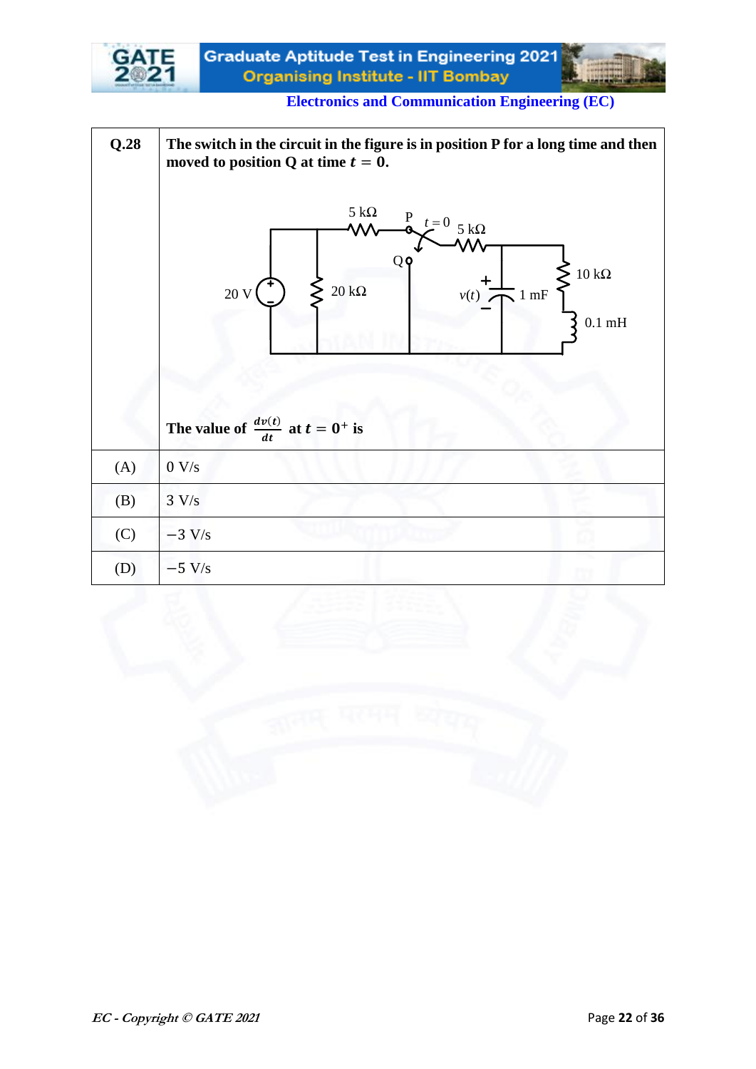| Q.28 | **The switch in the circuit in the figure is in position P for a long time and then moved to position Q at time $t = 0$.** <br><br> **The value of $\frac{dv(t)}{dt}$ at $t = 0^+$ is** |
|---|---|
| (A) | 0 V/s |
| (B) | 3 V/s |
| (C) | −3 V/s |
| (D) | −5 V/s |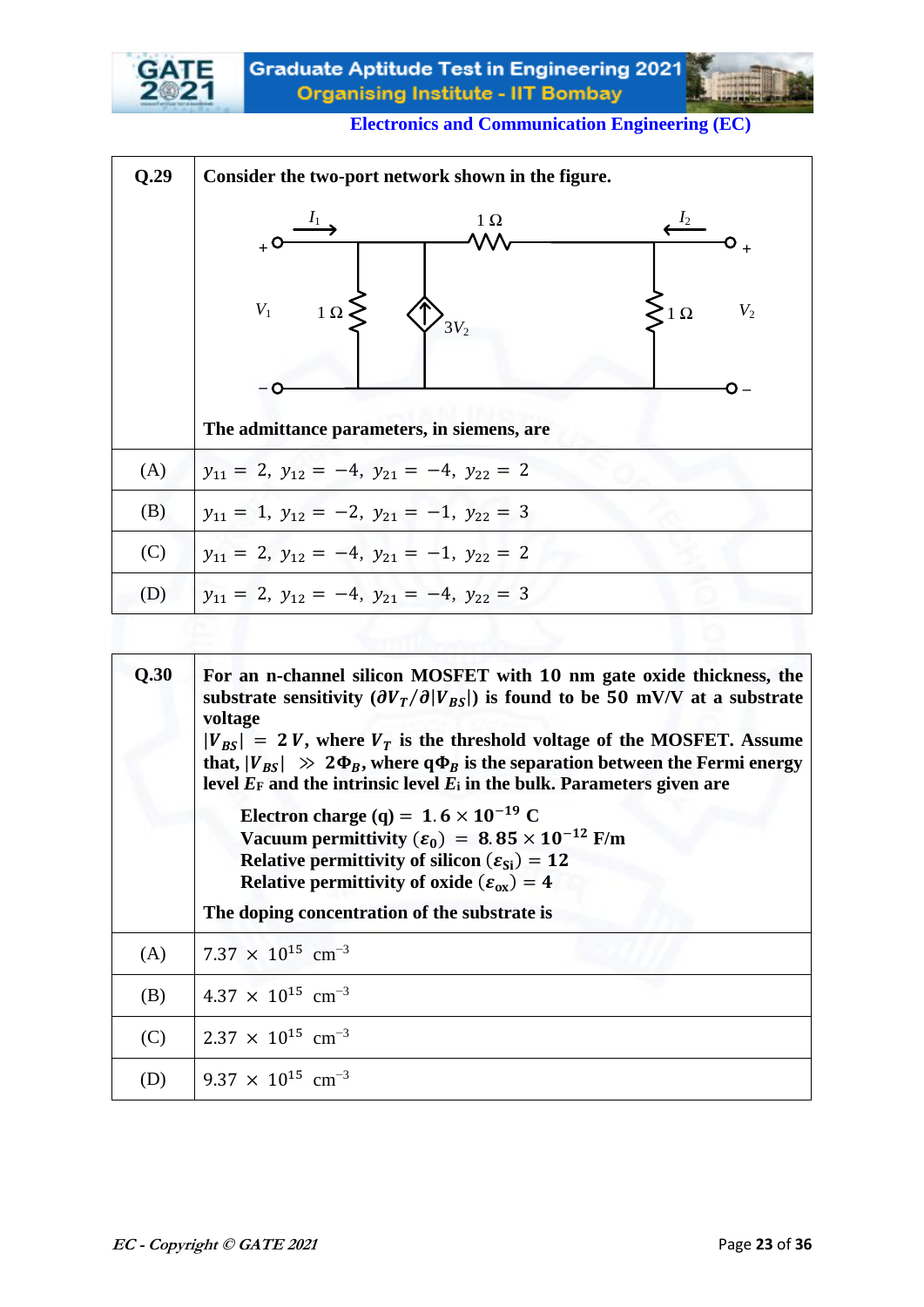Electronics and Communication Engineering (EC)

| Q.29 | Consider the two-port network shown in the figure. The admittance parameters, in siemens, are |
|---|---|
| (A) | $y_{11} = 2,\ y_{12} = -4,\ y_{21} = -4,\ y_{22} = 2$ |
| (B) | $y_{11} = 1,\ y_{12} = -2,\ y_{21} = -1,\ y_{22} = 3$ |
| (C) | $y_{11} = 2,\ y_{12} = -4,\ y_{21} = -1,\ y_{22} = 2$ |
| (D) | $y_{11} = 2,\ y_{12} = -4,\ y_{21} = -4,\ y_{22} = 3$ |

| Q.30 | For an n-channel silicon MOSFET with 10 nm gate oxide thickness, the substrate sensitivity $(\partial V_T/\partial\lvert V_{BS}\rvert)$ is found to be 50 mV/V at a substrate voltage $\lvert V_{BS}\rvert = 2\,V$, where $V_T$ is the threshold voltage of the MOSFET. Assume that, $\lvert V_{BS}\rvert \gg 2\Phi_B$, where $q\Phi_B$ is the separation between the Fermi energy level $E_F$ and the intrinsic level $E_i$ in the bulk. Parameters given are<br><br>Electron charge (q) $= 1.6 \times 10^{-19}$ C<br>Vacuum permittivity $(\varepsilon_0) = 8.85 \times 10^{-12}$ F/m<br>Relative permittivity of silicon $(\varepsilon_{Si}) = 12$<br>Relative permittivity of oxide $(\varepsilon_{ox}) = 4$<br><br>The doping concentration of the substrate is |
|---|---|
| (A) | $7.37 \times 10^{15}$ cm$^{-3}$ |
| (B) | $4.37 \times 10^{15}$ cm$^{-3}$ |
| (C) | $2.37 \times 10^{15}$ cm$^{-3}$ |
| (D) | $9.37 \times 10^{15}$ cm$^{-3}$ |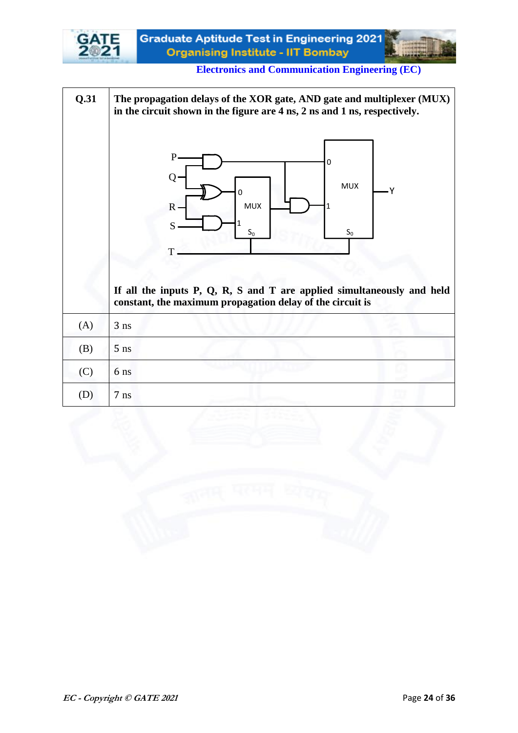| Q.31 | The propagation delays of the XOR gate, AND gate and multiplexer (MUX) in the circuit shown in the figure are 4 ns, 2 ns and 1 ns, respectively. <br><br> If all the inputs P, Q, R, S and T are applied simultaneously and held constant, the maximum propagation delay of the circuit is |
|---|---|
| (A) | 3 ns |
| (B) | 5 ns |
| (C) | 6 ns |
| (D) | 7 ns |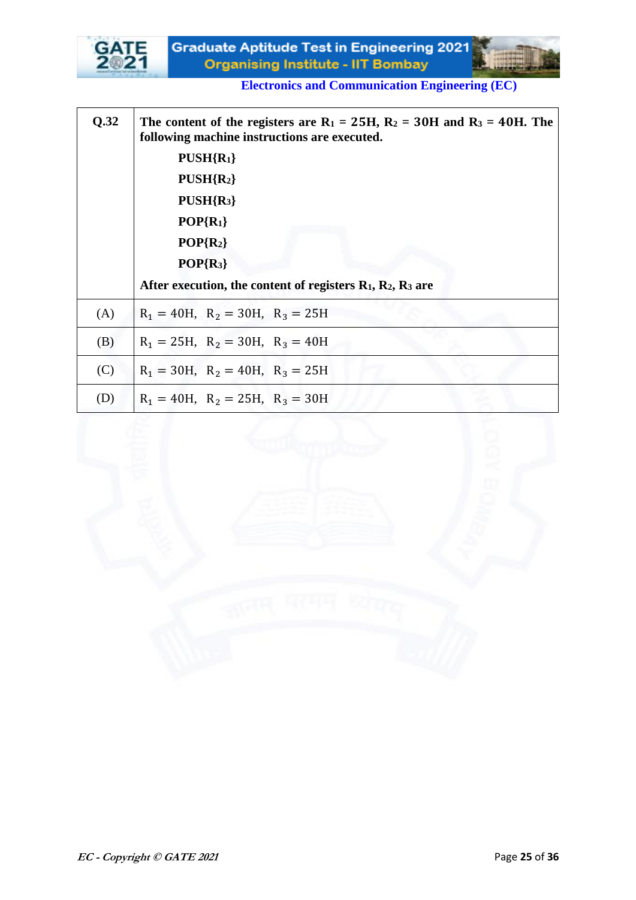| Q.32 | The content of the registers are $R_1$ = 25H, $R_2$ = 30H and $R_3$ = 40H. The following machine instructions are executed.<br><br>PUSH{$R_1$}<br>PUSH{$R_2$}<br>PUSH{$R_3$}<br>POP{$R_1$}<br>POP{$R_2$}<br>POP{$R_3$}<br><br>After execution, the content of registers $R_1$, $R_2$, $R_3$ are |
|---|---|
| (A) | $R_1 = 40H,\ \ R_2 = 30H,\ \ R_3 = 25H$ |
| (B) | $R_1 = 25H,\ \ R_2 = 30H,\ \ R_3 = 40H$ |
| (C) | $R_1 = 30H,\ \ R_2 = 40H,\ \ R_3 = 25H$ |
| (D) | $R_1 = 40H,\ \ R_2 = 25H,\ \ R_3 = 30H$ |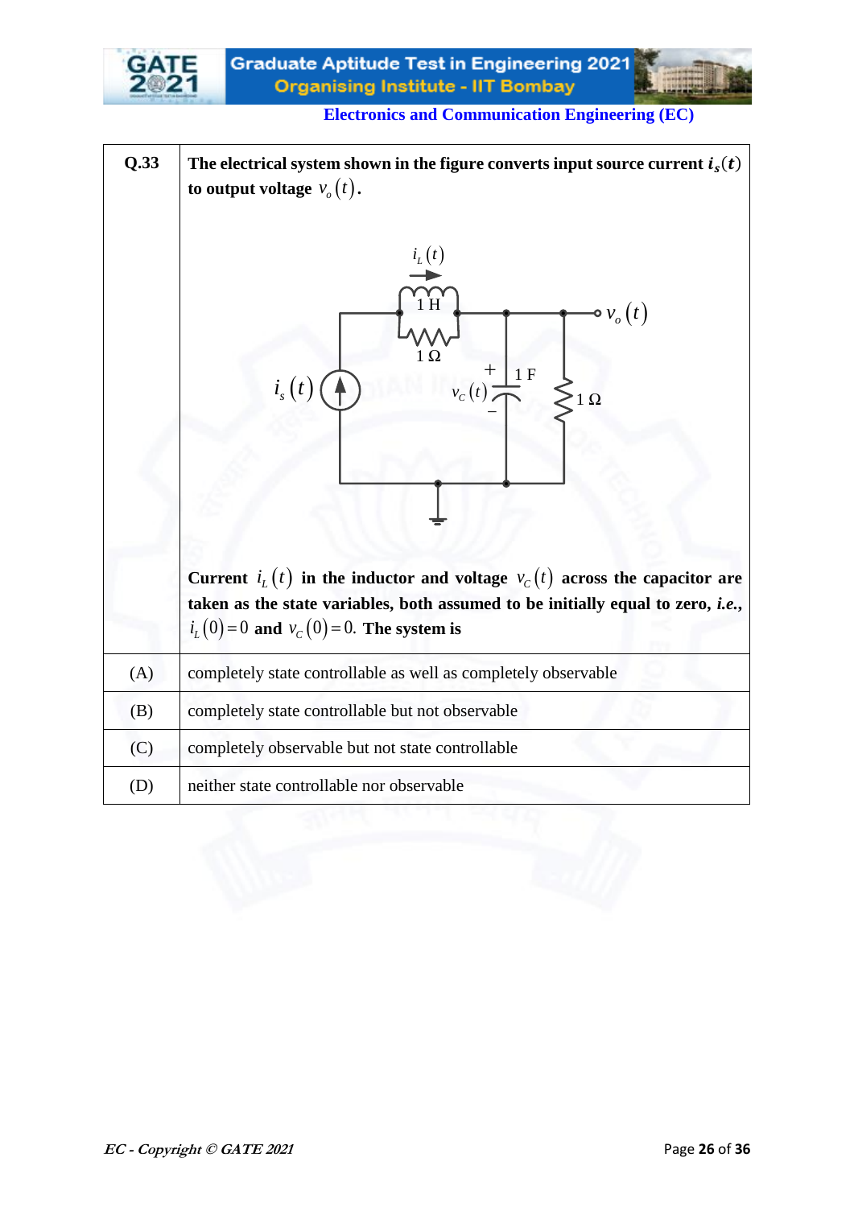| Q.33 | **The electrical system shown in the figure converts input source current $i_s(t)$ to output voltage $v_o(t)$.** |
|---|---|
| | **Current $i_L(t)$ in the inductor and voltage $v_C(t)$ across the capacitor are taken as the state variables, both assumed to be initially equal to zero, *i.e.*, $i_L(0)=0$ and $v_C(0)=0$. The system is** |
| (A) | completely state controllable as well as completely observable |
| (B) | completely state controllable but not observable |
| (C) | completely observable but not state controllable |
| (D) | neither state controllable nor observable |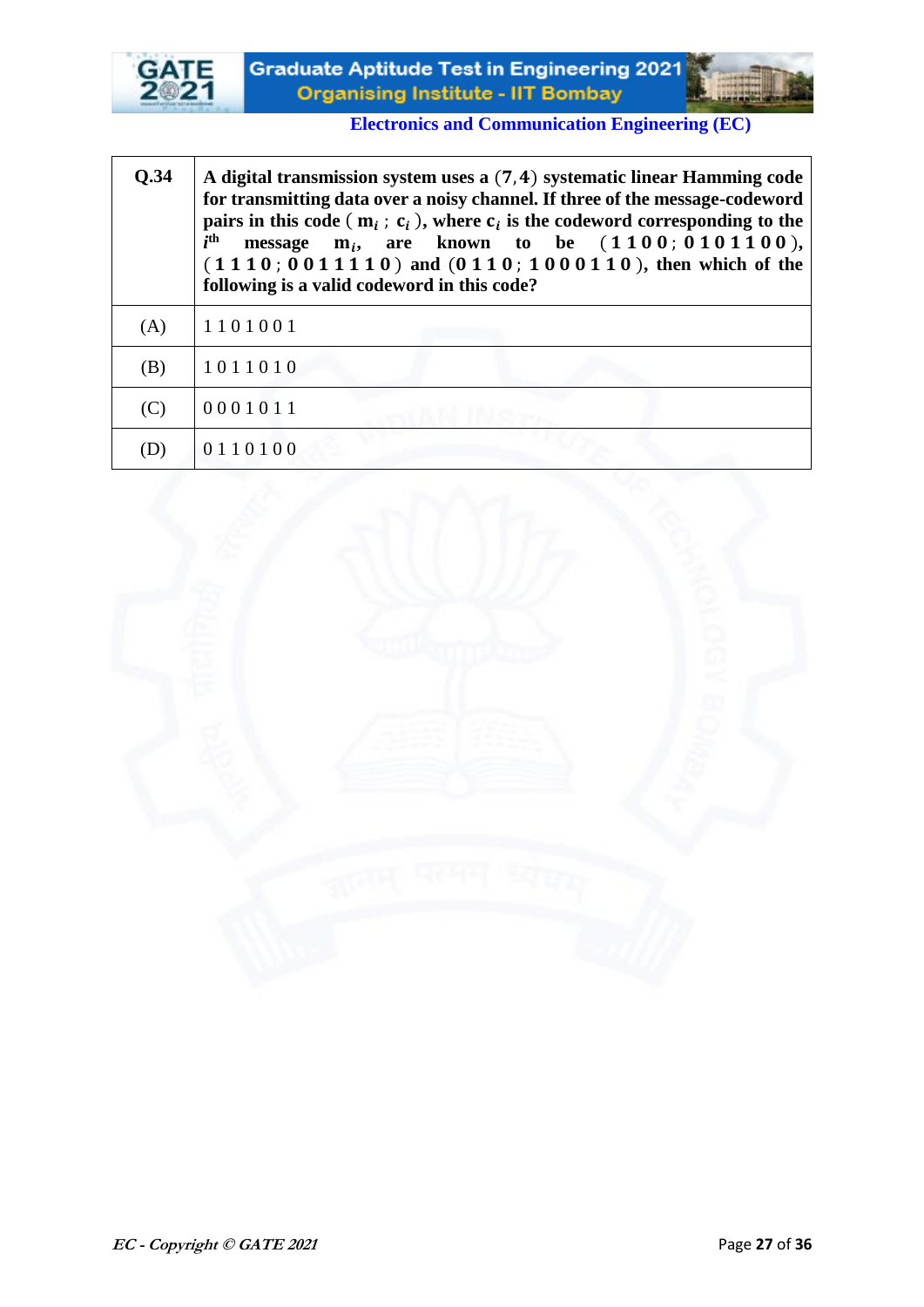| Q.34 | A digital transmission system uses a $(7,4)$ systematic linear Hamming code for transmitting data over a noisy channel. If three of the message-codeword pairs in this code ( $\mathbf{m}_i$ ; $\mathbf{c}_i$ ), where $\mathbf{c}_i$ is the codeword corresponding to the $i^{\text{th}}$ message $\mathbf{m}_i$, are known to be $(\mathbf{1\,1\,0\,0}\,;\,\mathbf{0\,1\,0\,1\,1\,0\,0})$, $(\mathbf{1\,1\,1\,0}\,;\,\mathbf{0\,0\,1\,1\,1\,1\,0})$ and $(\mathbf{0\,1\,1\,0}\,;\,\mathbf{1\,0\,0\,0\,1\,1\,0})$, then which of the following is a valid codeword in this code? |
|---|---|
| (A) | 1 1 0 1 0 0 1 |
| (B) | 1 0 1 1 0 1 0 |
| (C) | 0 0 0 1 0 1 1 |
| (D) | 0 1 1 0 1 0 0 |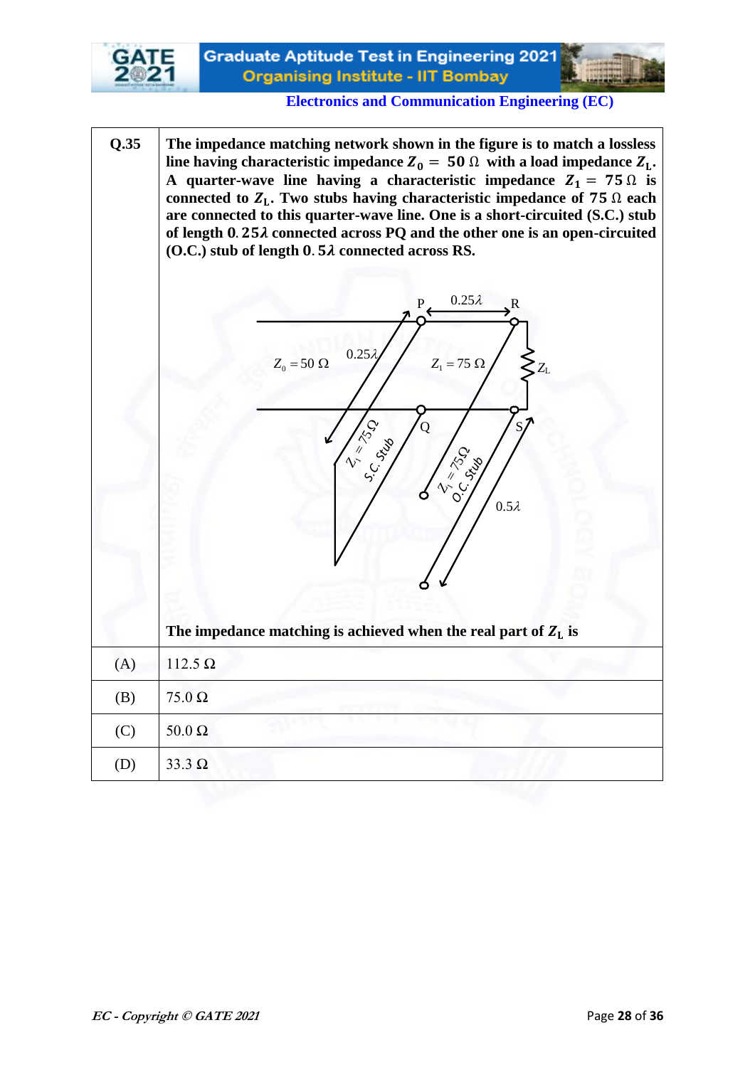**Electronics and Communication Engineering (EC)**

| Q.35 | The impedance matching network shown in the figure is to match a lossless line having characteristic impedance $Z_0 = 50\ \Omega$ with a load impedance $Z_L$. A quarter-wave line having a characteristic impedance $Z_1 = 75\ \Omega$ is connected to $Z_L$. Two stubs having characteristic impedance of $75\ \Omega$ each are connected to this quarter-wave line. One is a short-circuited (S.C.) stub of length $0.25\lambda$ connected across PQ and the other one is an open-circuited (O.C.) stub of length $0.5\lambda$ connected across RS. The impedance matching is achieved when the real part of $Z_L$ is |
|---|---|
| (A) | 112.5 Ω |
| (B) | 75.0 Ω |
| (C) | 50.0 Ω |
| (D) | 33.3 Ω |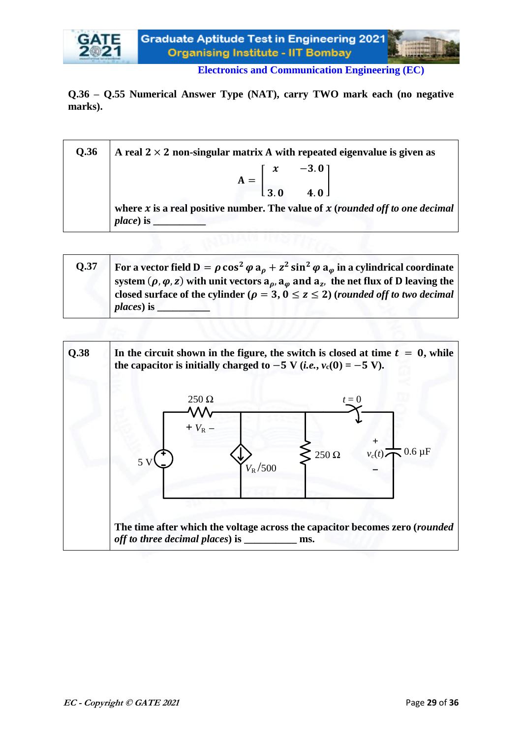**Electronics and Communication Engineering (EC)**

**Q.36 – Q.55 Numerical Answer Type (NAT), carry TWO mark each (no negative marks).**

| | |
|---|---|
| **Q.36** | **A real $2 \times 2$ non-singular matrix A with repeated eigenvalue is given as** $$\mathbf{A} = \begin{bmatrix} x & -3.0 \\ 3.0 & 4.0 \end{bmatrix}$$ **where $x$ is a real positive number. The value of $x$ (*rounded off to one decimal place*) is \_\_\_\_\_\_\_\_\_\_** |

| | |
|---|---|
| **Q.37** | **For a vector field $\mathbf{D} = \rho \cos^2 \varphi\, \mathbf{a}_\rho + z^2 \sin^2 \varphi\, \mathbf{a}_\varphi$ in a cylindrical coordinate system $(\rho, \varphi, z)$ with unit vectors $\mathbf{a}_\rho, \mathbf{a}_\varphi$ and $\mathbf{a}_z$, the net flux of D leaving the closed surface of the cylinder ($\rho = 3, 0 \le z \le 2$) (*rounded off to two decimal places*) is \_\_\_\_\_\_\_\_\_\_** |

| | |
|---|---|
| **Q.38** | **In the circuit shown in the figure, the switch is closed at time $t = 0$, while the capacitor is initially charged to $-5$ V (*i.e.*, $v_c(0) = -5$ V).** <br><br> [Circuit: 5 V source; 250 Ω series resistor with voltage $V_R$ (+ −); dependent current source $V_R/500$; 250 Ω shunt resistor; switch closing at $t = 0$; 0.6 µF capacitor with voltage $v_c(t)$] <br><br> **The time after which the voltage across the capacitor becomes zero (*rounded off to three decimal places*) is \_\_\_\_\_\_\_\_\_\_ ms.** |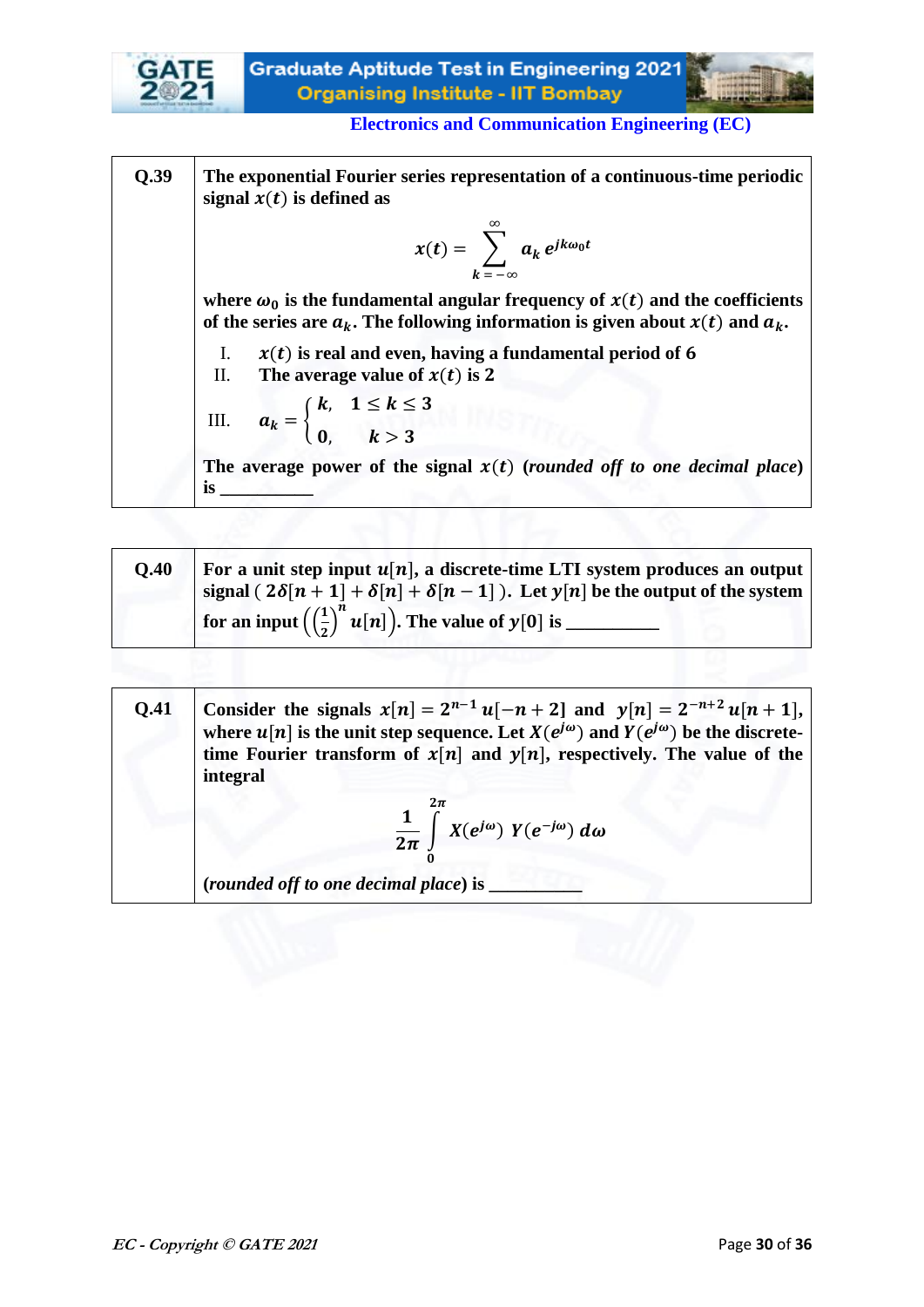**Electronics and Communication Engineering (EC)**

| | |
|---|---|
| **Q.39** | **The exponential Fourier series representation of a continuous-time periodic signal $x(t)$ is defined as** $$x(t) = \sum_{k=-\infty}^{\infty} a_k \, e^{jk\omega_0 t}$$ **where $\omega_0$ is the fundamental angular frequency of $x(t)$ and the coefficients of the series are $a_k$. The following information is given about $x(t)$ and $a_k$.** I. $x(t)$ **is real and even, having a fundamental period of 6** II. **The average value of $x(t)$ is 2** III. $a_k = \begin{cases} k, & 1 \le k \le 3 \\ 0, & k > 3 \end{cases}$ **The average power of the signal $x(t)$ (*rounded off to one decimal place*) is \_\_\_\_\_\_\_\_\_\_** |

| | |
|---|---|
| **Q.40** | **For a unit step input $u[n]$, a discrete-time LTI system produces an output signal ( $2\delta[n+1] + \delta[n] + \delta[n-1]$ ). Let $y[n]$ be the output of the system for an input $\left(\left(\frac{1}{2}\right)^n u[n]\right)$. The value of $y[0]$ is \_\_\_\_\_\_\_\_\_\_** |

| | |
|---|---|
| **Q.41** | **Consider the signals $x[n] = 2^{n-1}\,u[-n+2]$ and $y[n] = 2^{-n+2}\,u[n+1]$, where $u[n]$ is the unit step sequence. Let $X(e^{j\omega})$ and $Y(e^{j\omega})$ be the discrete-time Fourier transform of $x[n]$ and $y[n]$, respectively. The value of the integral** $$\frac{1}{2\pi}\int_{0}^{2\pi} X(e^{j\omega})\; Y(e^{-j\omega})\, d\omega$$ **(*rounded off to one decimal place*) is \_\_\_\_\_\_\_\_\_\_** |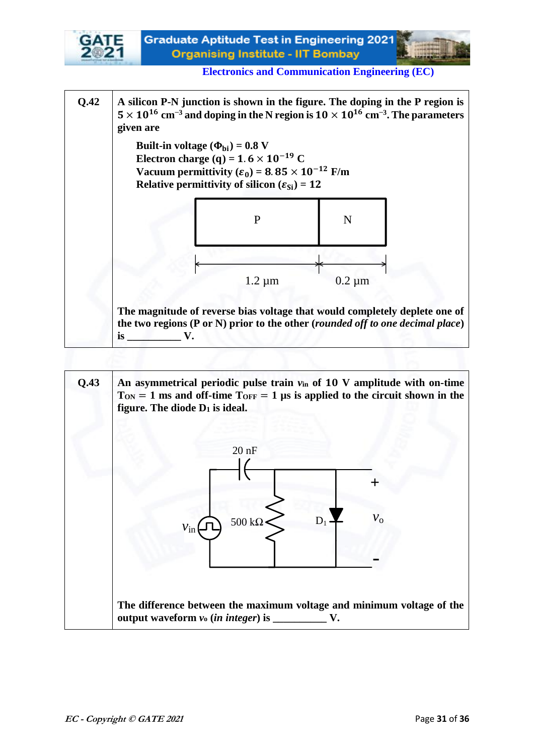**Q.42** A silicon P-N junction is shown in the figure. The doping in the P region is $5 \times 10^{16}$ cm$^{-3}$ and doping in the N region is $10 \times 10^{16}$ cm$^{-3}$. The parameters given are

Built-in voltage ($\Phi_{bi}$) = 0.8 V
Electron charge (q) = $1.6 \times 10^{-19}$ C
Vacuum permittivity ($\varepsilon_0$) = $8.85 \times 10^{-12}$ F/m
Relative permittivity of silicon ($\varepsilon_{Si}$) = 12

P | N

1.2 µm | 0.2 µm

The magnitude of reverse bias voltage that would completely deplete one of the two regions (P or N) prior to the other (*rounded off to one decimal place*) is __________ V.

**Q.43** An asymmetrical periodic pulse train $v_{in}$ of 10 V amplitude with on-time $T_{ON}$ = 1 ms and off-time $T_{OFF}$ = 1 µs is applied to the circuit shown in the figure. The diode $D_1$ is ideal.

20 nF, 500 kΩ, $D_1$, $v_{in}$, $v_o$ (+, -)

The difference between the maximum voltage and minimum voltage of the output waveform $v_o$ (*in integer*) is __________ V.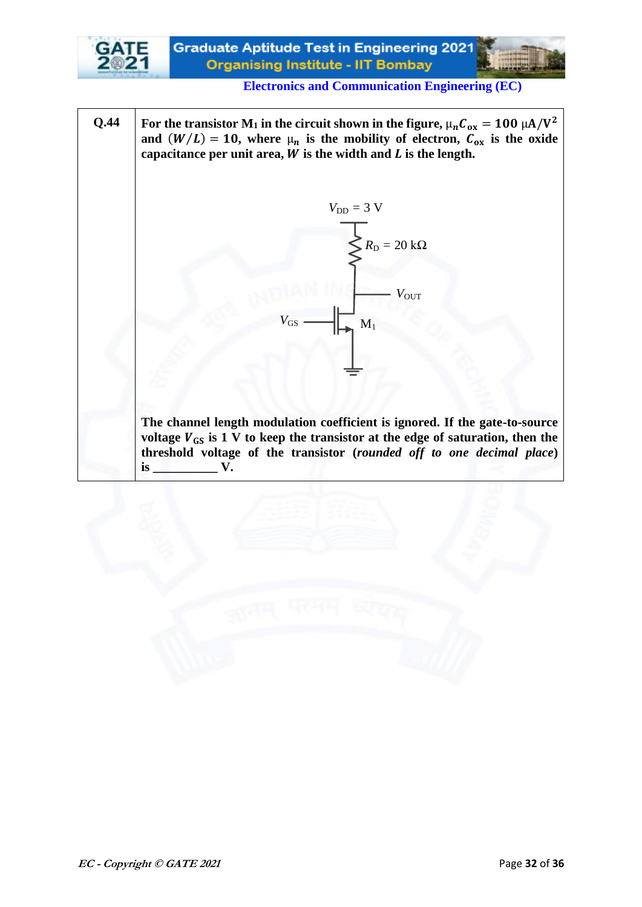**Q.44** For the transistor $M_1$ in the circuit shown in the figure, $\mu_n C_{ox} = 100\ \mu A/V^2$ and $(W/L) = 10$, where $\mu_n$ is the mobility of electron, $C_{ox}$ is the oxide capacitance per unit area, $W$ is the width and $L$ is the length.

$V_{DD} = 3$ V

$R_D = 20$ kΩ

$V_{OUT}$

$V_{GS}$

$M_1$

The channel length modulation coefficient is ignored. If the gate-to-source voltage $V_{GS}$ is 1 V to keep the transistor at the edge of saturation, then the threshold voltage of the transistor (*rounded off to one decimal place*) is __________ V.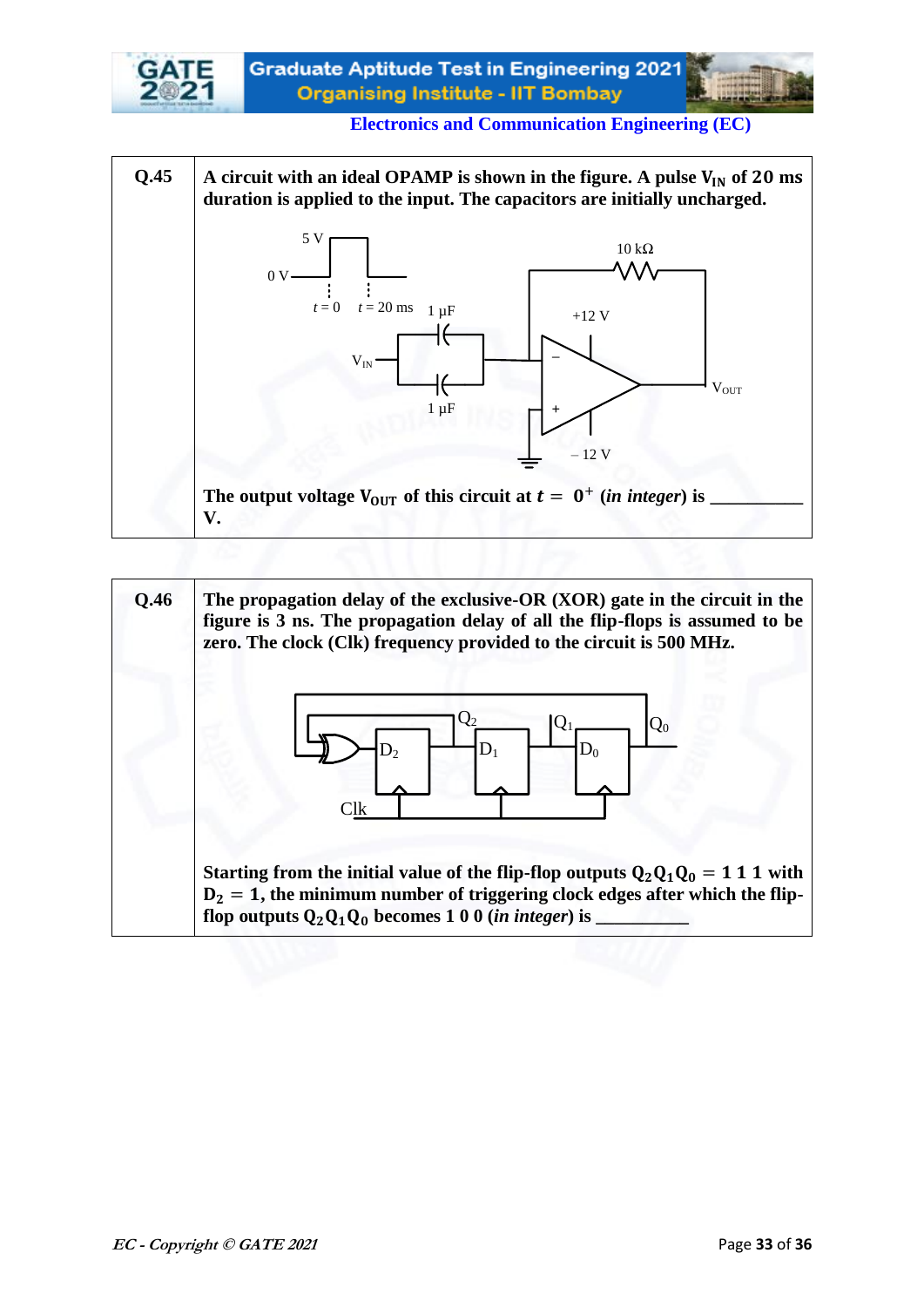| | |
|---|---|
| **Q.45** | **A circuit with an ideal OPAMP is shown in the figure. A pulse $V_{IN}$ of 20 ms duration is applied to the input. The capacitors are initially uncharged.** |
| | **The output voltage $V_{OUT}$ of this circuit at $t = 0^+$ (*in integer*) is __________ V.** |

| | |
|---|---|
| **Q.46** | **The propagation delay of the exclusive-OR (XOR) gate in the circuit in the figure is 3 ns. The propagation delay of all the flip-flops is assumed to be zero. The clock (Clk) frequency provided to the circuit is 500 MHz.** |
| | **Starting from the initial value of the flip-flop outputs $Q_2Q_1Q_0 = 1\ 1\ 1$ with $D_2 = 1$, the minimum number of triggering clock edges after which the flip-flop outputs $Q_2Q_1Q_0$ becomes 1 0 0 (*in integer*) is __________** |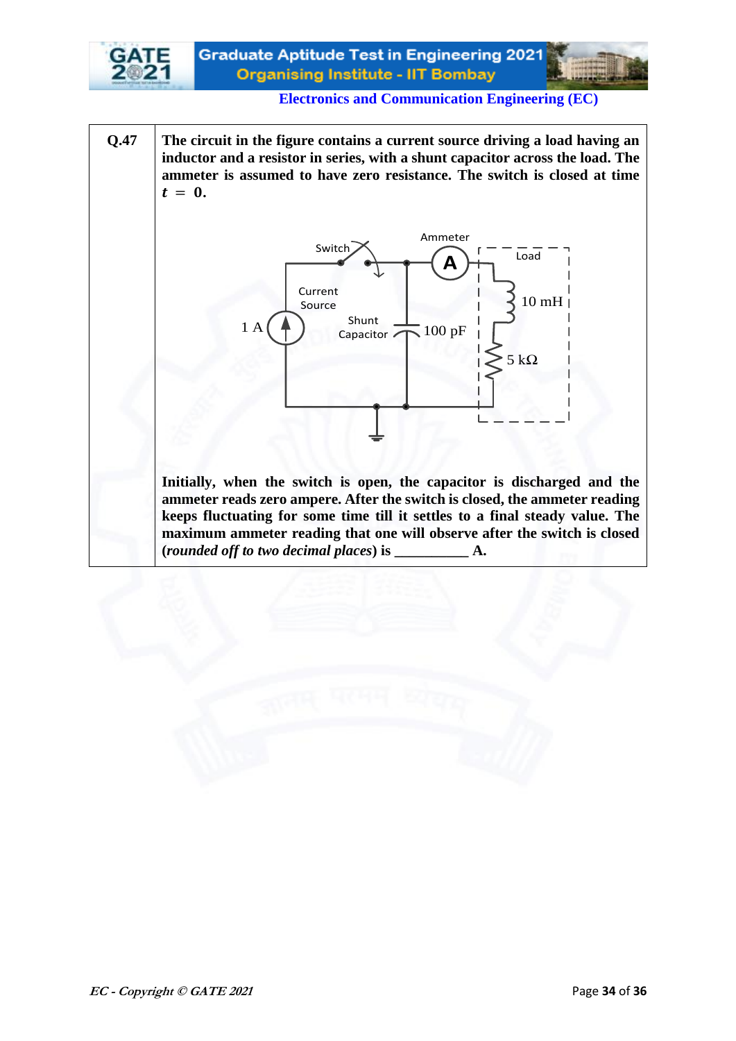**Electronics and Communication Engineering (EC)**

| | |
|---|---|
| **Q.47** | **The circuit in the figure contains a current source driving a load having an inductor and a resistor in series, with a shunt capacitor across the load. The ammeter is assumed to have zero resistance. The switch is closed at time $t = 0$.** |

Switch

Ammeter

Load

Current Source

1 A

Shunt Capacitor

100 pF

10 mH

5 kΩ

**Initially, when the switch is open, the capacitor is discharged and the ammeter reads zero ampere. After the switch is closed, the ammeter reading keeps fluctuating for some time till it settles to a final steady value. The maximum ammeter reading that one will observe after the switch is closed (*rounded off to two decimal places*) is __________ A.**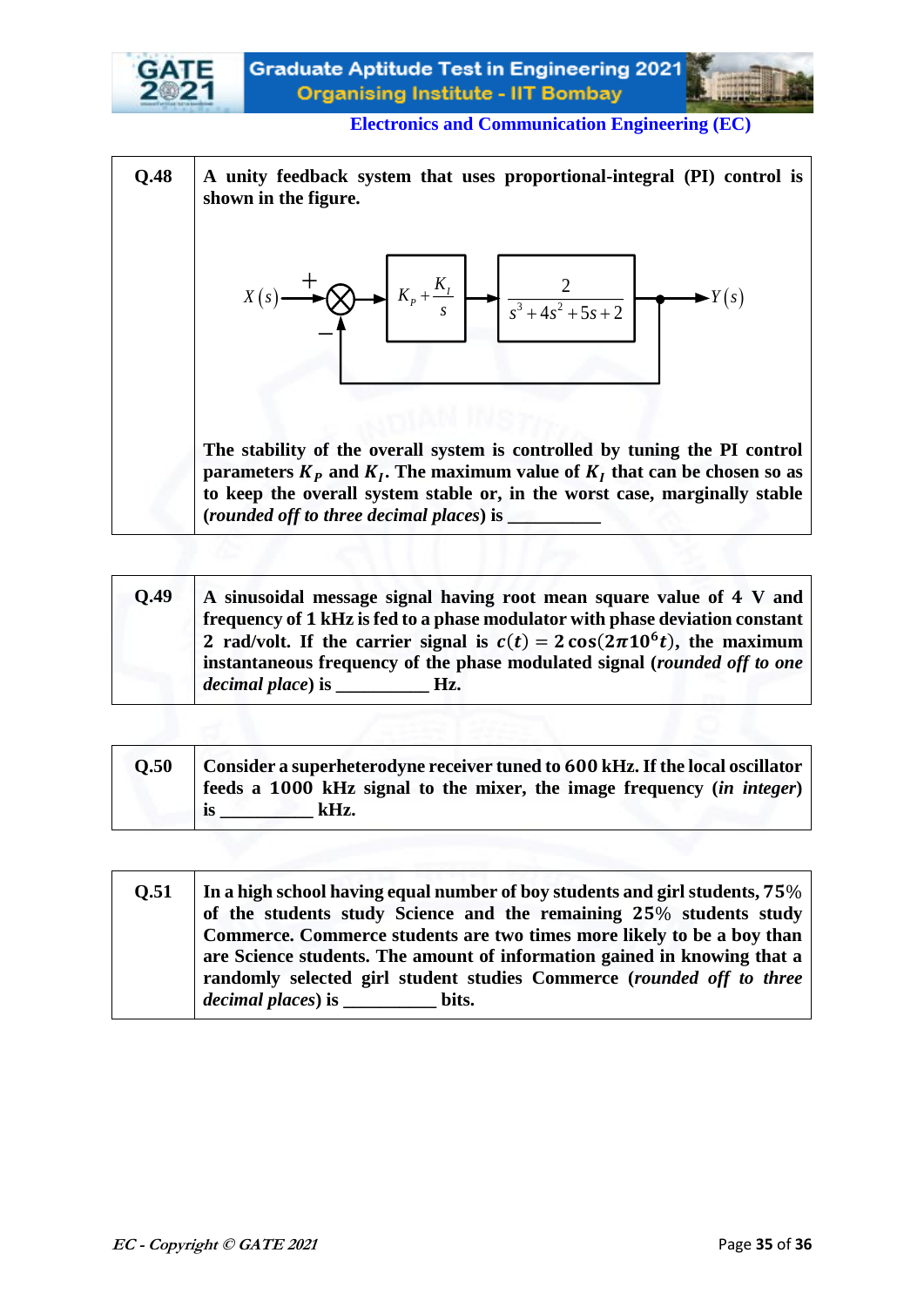| | |
|---|---|
| **Q.48** | **A unity feedback system that uses proportional-integral (PI) control is shown in the figure.** |
| | $X(s) \xrightarrow{+} \bigotimes \rightarrow \boxed{K_P + \frac{K_I}{s}} \rightarrow \boxed{\frac{2}{s^3+4s^2+5s+2}} \rightarrow Y(s)$, with negative ($-$) unity feedback from $Y(s)$ to the summing junction |
| | **The stability of the overall system is controlled by tuning the PI control parameters $K_P$ and $K_I$. The maximum value of $K_I$ that can be chosen so as to keep the overall system stable or, in the worst case, marginally stable (*rounded off to three decimal places*) is \_\_\_\_\_\_\_\_\_\_** |

| | |
|---|---|
| **Q.49** | **A sinusoidal message signal having root mean square value of 4 V and frequency of 1 kHz is fed to a phase modulator with phase deviation constant 2 rad/volt. If the carrier signal is $c(t) = 2\cos(2\pi 10^6 t)$, the maximum instantaneous frequency of the phase modulated signal (*rounded off to one decimal place*) is \_\_\_\_\_\_\_\_\_\_ Hz.** |

| | |
|---|---|
| **Q.50** | **Consider a superheterodyne receiver tuned to 600 kHz. If the local oscillator feeds a 1000 kHz signal to the mixer, the image frequency (*in integer*) is \_\_\_\_\_\_\_\_\_\_ kHz.** |

| | |
|---|---|
| **Q.51** | **In a high school having equal number of boy students and girl students, 75% of the students study Science and the remaining 25% students study Commerce. Commerce students are two times more likely to be a boy than are Science students. The amount of information gained in knowing that a randomly selected girl student studies Commerce (*rounded off to three decimal places*) is \_\_\_\_\_\_\_\_\_\_ bits.** |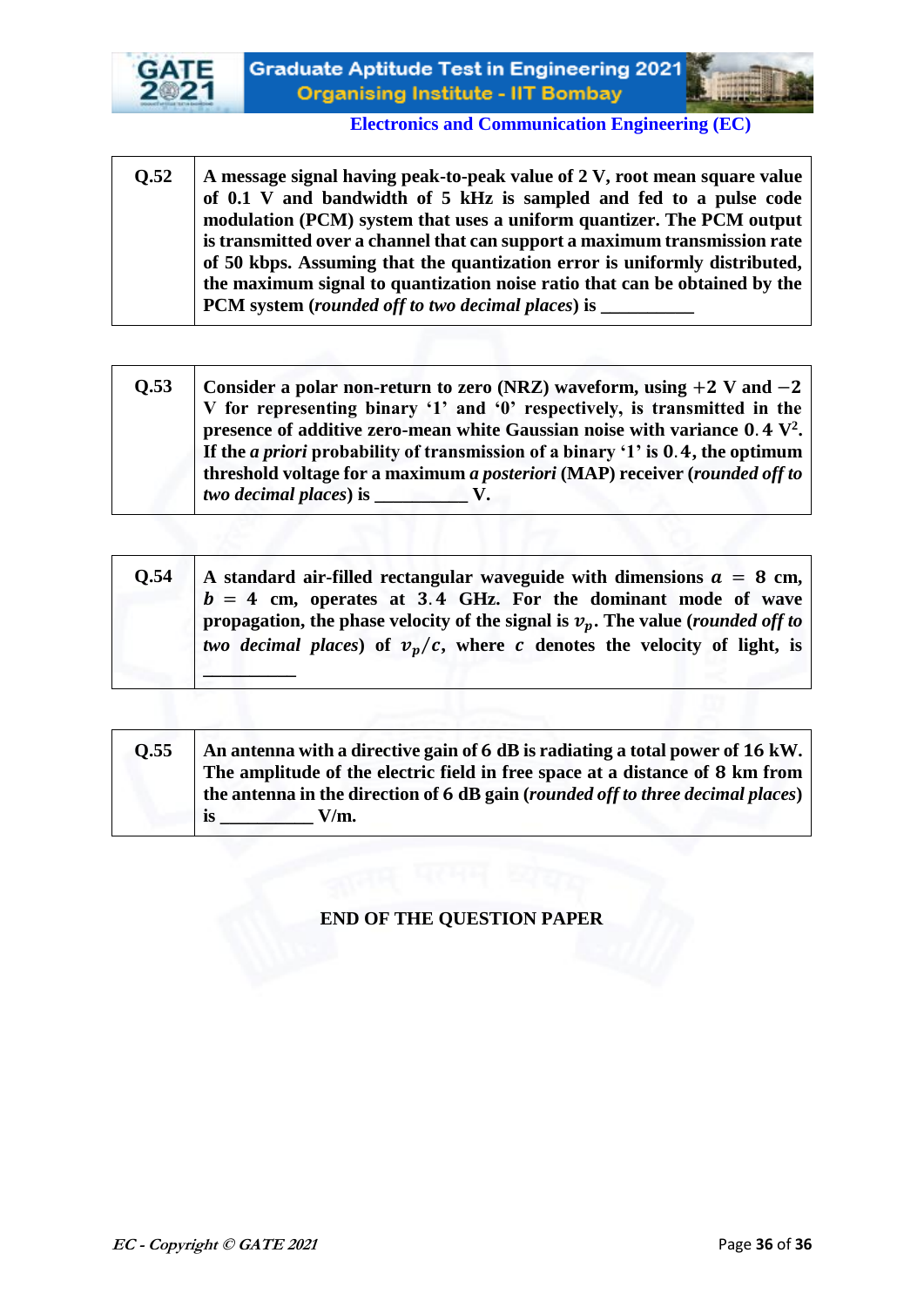**Q.52** A message signal having peak-to-peak value of 2 V, root mean square value of 0.1 V and bandwidth of 5 kHz is sampled and fed to a pulse code modulation (PCM) system that uses a uniform quantizer. The PCM output is transmitted over a channel that can support a maximum transmission rate of 50 kbps. Assuming that the quantization error is uniformly distributed, the maximum signal to quantization noise ratio that can be obtained by the PCM system (*rounded off to two decimal places*) is __________

**Q.53** Consider a polar non-return to zero (NRZ) waveform, using $+2$ V and $-2$ V for representing binary '1' and '0' respectively, is transmitted in the presence of additive zero-mean white Gaussian noise with variance $0.4$ $V^2$. If the *a priori* probability of transmission of a binary '1' is $0.4$, the optimum threshold voltage for a maximum *a posteriori* (MAP) receiver (*rounded off to two decimal places*) is __________ V.

**Q.54** A standard air-filled rectangular waveguide with dimensions $a = 8$ cm, $b = 4$ cm, operates at $3.4$ GHz. For the dominant mode of wave propagation, the phase velocity of the signal is $v_p$. The value (*rounded off to two decimal places*) of $v_p/c$, where $c$ denotes the velocity of light, is __________

**Q.55** An antenna with a directive gain of 6 dB is radiating a total power of 16 kW. The amplitude of the electric field in free space at a distance of 8 km from the antenna in the direction of 6 dB gain (*rounded off to three decimal places*) is __________ V/m.

**END OF THE QUESTION PAPER**